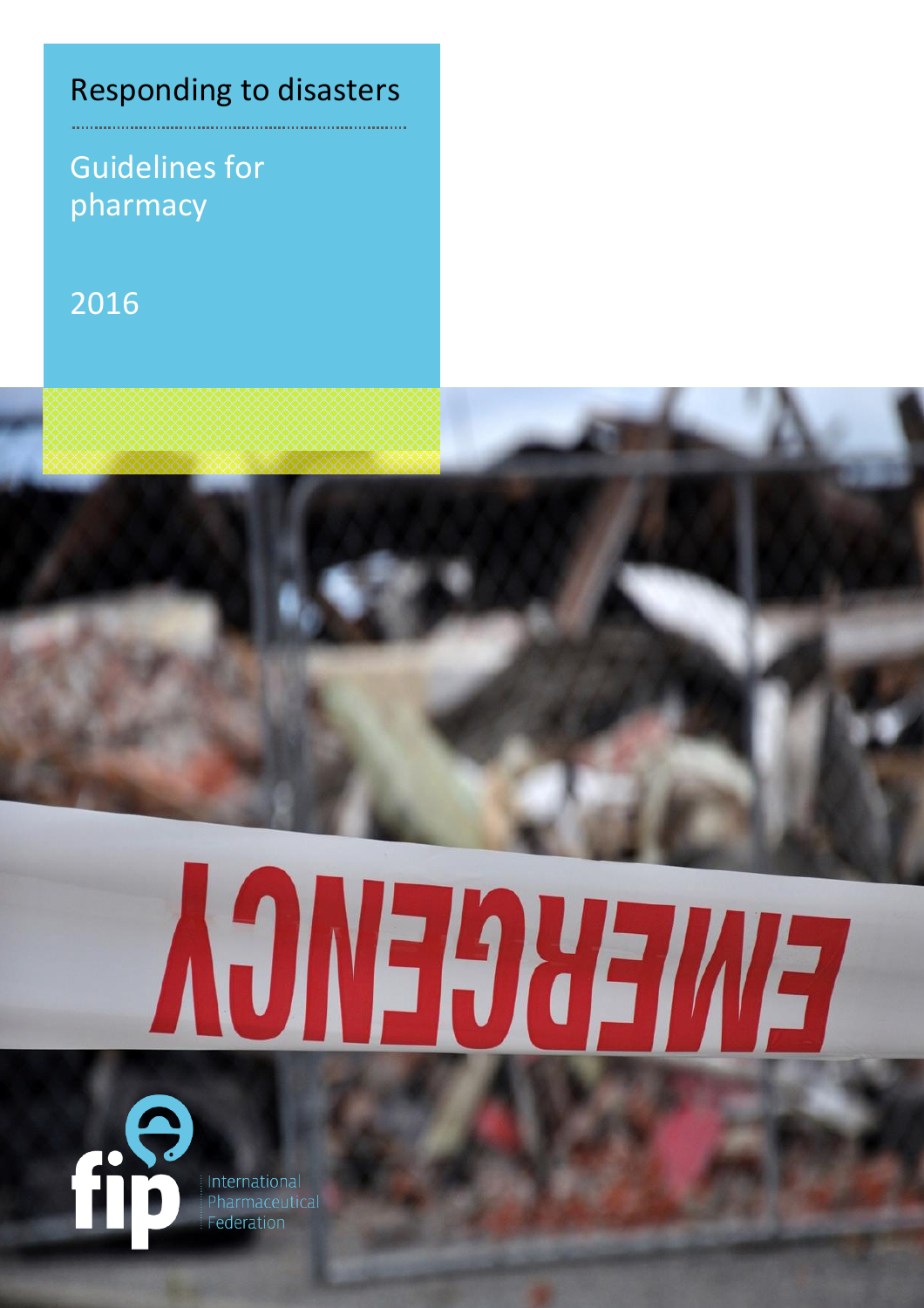# Responding to disasters

## Guidelines for pharmacy

2016

International Pharmaceutical Federation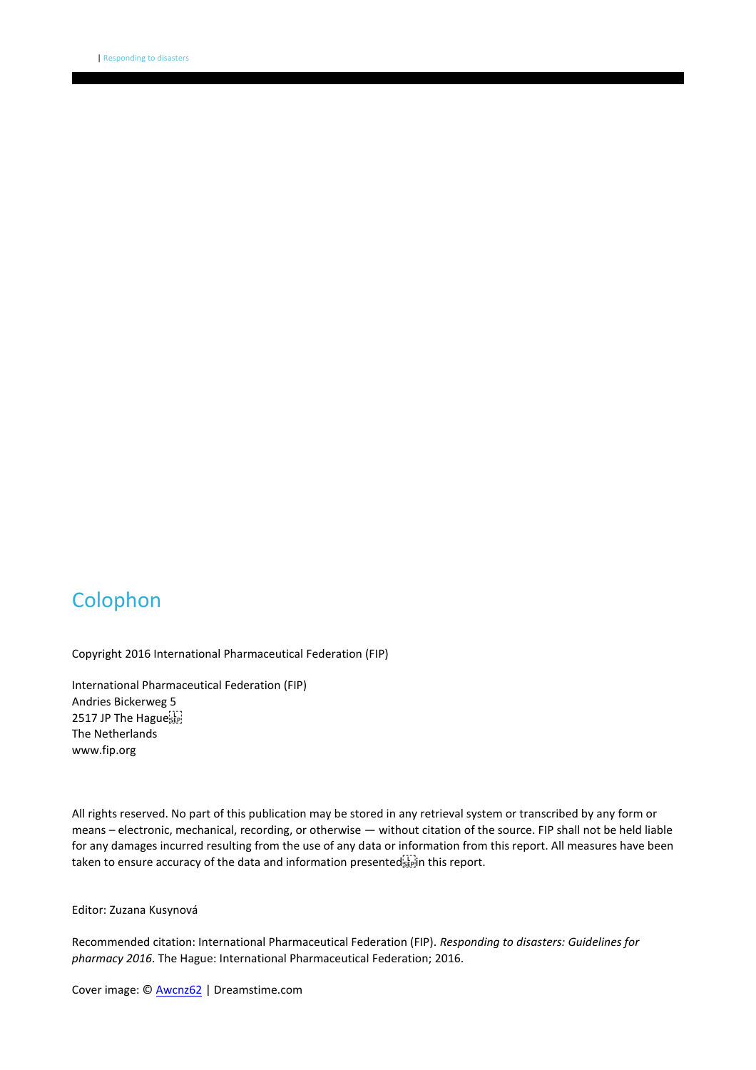# Colophon

Copyright 2016 International Pharmaceutical Federation (FIP)

International Pharmaceutical Federation (FIP)
Andries Bickerweg 5
2517 JP The Hague
The Netherlands
www.fip.org

All rights reserved. No part of this publication may be stored in any retrieval system or transcribed by any form or means – electronic, mechanical, recording, or otherwise — without citation of the source. FIP shall not be held liable for any damages incurred resulting from the use of any data or information from this report. All measures have been taken to ensure accuracy of the data and information presented in this report.

Editor: Zuzana Kusynová

Recommended citation: International Pharmaceutical Federation (FIP). *Responding to disasters: Guidelines for pharmacy 2016*. The Hague: International Pharmaceutical Federation; 2016.

Cover image: © Awcnz62 | Dreamstime.com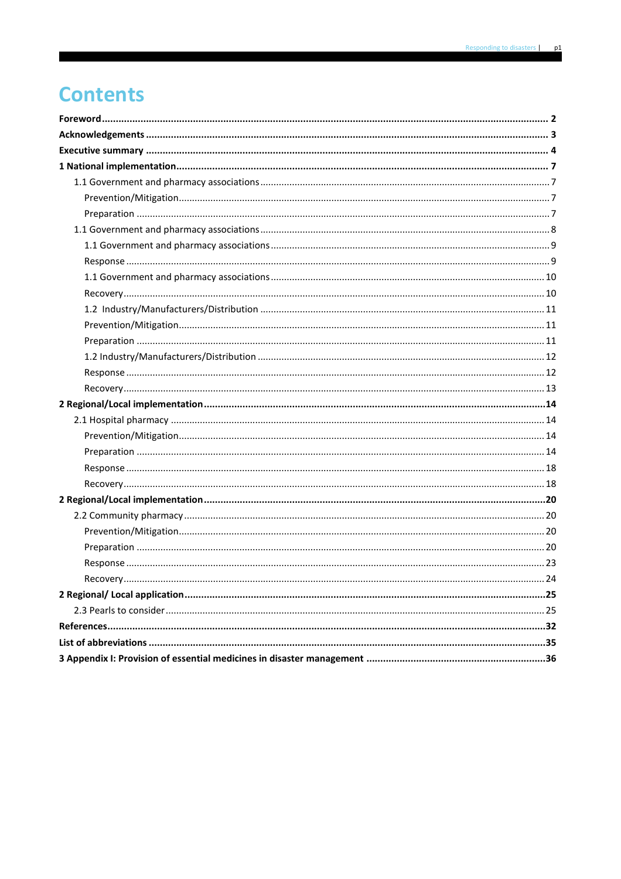# Contents

**Foreword** ........ **2**

**Acknowledgements** ........ **3**

**Executive summary** ........ **4**

**1 National implementation** ........ **7**

- 1.1 Government and pharmacy associations ........ 7
  - Prevention/Mitigation ........ 7
  - Preparation ........ 7
- 1.1 Government and pharmacy associations ........ 8
  - 1.1 Government and pharmacy associations ........ 9
  - Response ........ 9
  - 1.1 Government and pharmacy associations ........ 10
  - Recovery ........ 10
  - 1.2 Industry/Manufacturers/Distribution ........ 11
  - Prevention/Mitigation ........ 11
  - Preparation ........ 11
  - 1.2 Industry/Manufacturers/Distribution ........ 12
  - Response ........ 12
  - Recovery ........ 13

**2 Regional/Local implementation** ........ **14**

- 2.1 Hospital pharmacy ........ 14
  - Prevention/Mitigation ........ 14
  - Preparation ........ 14
  - Response ........ 18
  - Recovery ........ 18

**2 Regional/Local implementation** ........ **20**

- 2.2 Community pharmacy ........ 20
  - Prevention/Mitigation ........ 20
  - Preparation ........ 20
  - Response ........ 23
  - Recovery ........ 24

**2 Regional/ Local application** ........ **25**

- 2.3 Pearls to consider ........ 25

**References** ........ **32**

**List of abbreviations** ........ **35**

**3 Appendix I: Provision of essential medicines in disaster management** ........ **36**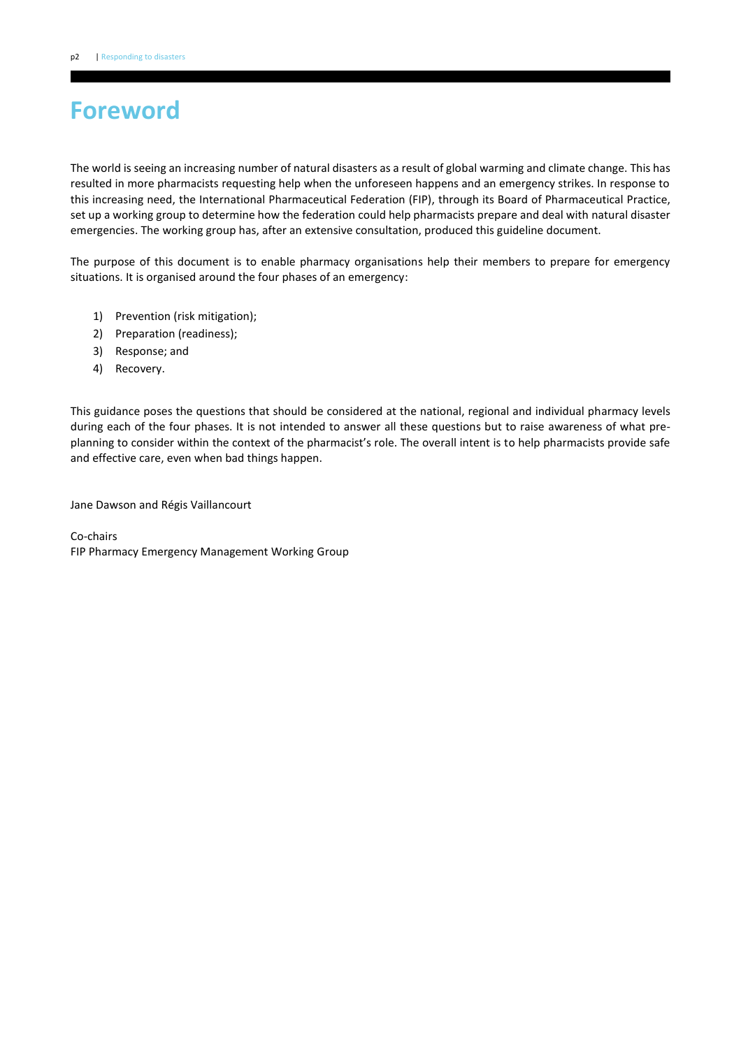# Foreword

The world is seeing an increasing number of natural disasters as a result of global warming and climate change. This has resulted in more pharmacists requesting help when the unforeseen happens and an emergency strikes. In response to this increasing need, the International Pharmaceutical Federation (FIP), through its Board of Pharmaceutical Practice, set up a working group to determine how the federation could help pharmacists prepare and deal with natural disaster emergencies. The working group has, after an extensive consultation, produced this guideline document.

The purpose of this document is to enable pharmacy organisations help their members to prepare for emergency situations. It is organised around the four phases of an emergency:

1) Prevention (risk mitigation);
2) Preparation (readiness);
3) Response; and
4) Recovery.

This guidance poses the questions that should be considered at the national, regional and individual pharmacy levels during each of the four phases. It is not intended to answer all these questions but to raise awareness of what pre-planning to consider within the context of the pharmacist's role. The overall intent is to help pharmacists provide safe and effective care, even when bad things happen.

Jane Dawson and Régis Vaillancourt

Co-chairs
FIP Pharmacy Emergency Management Working Group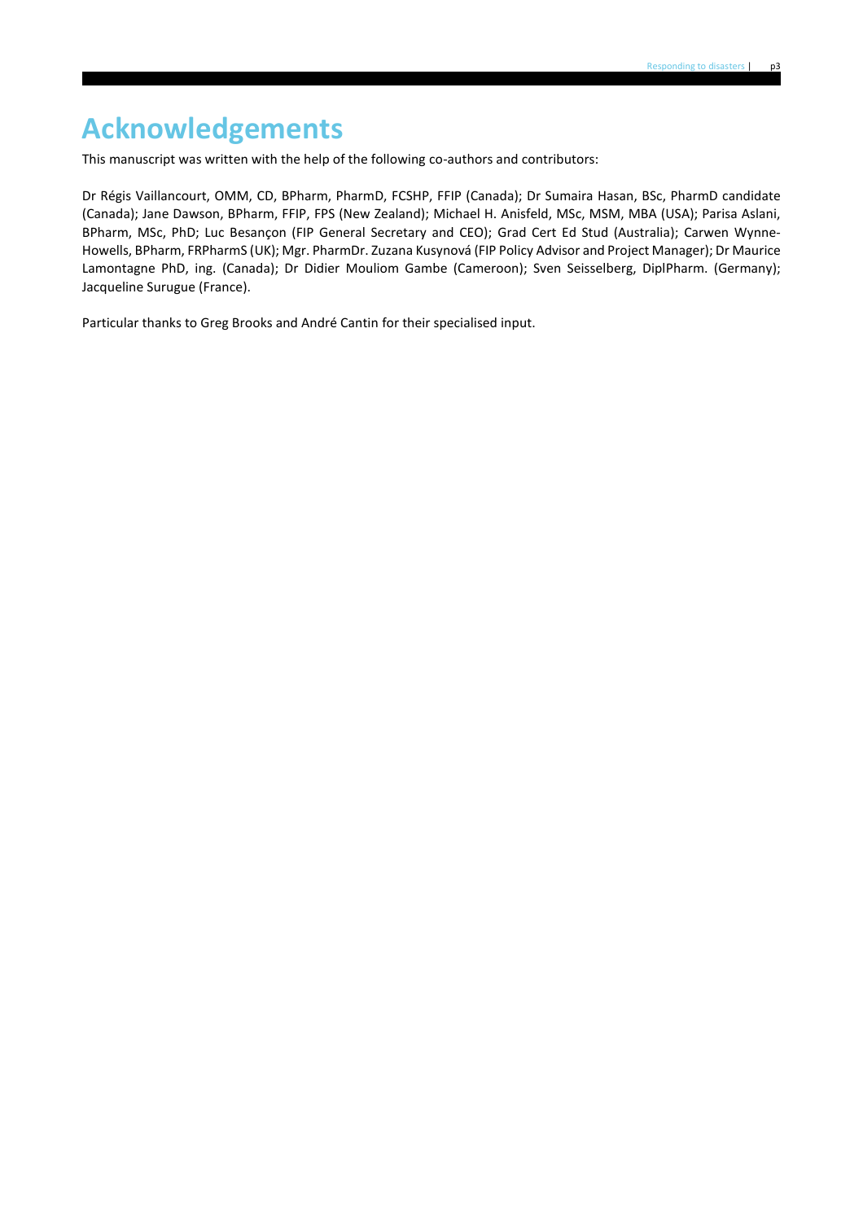# Acknowledgements

This manuscript was written with the help of the following co-authors and contributors:

Dr Régis Vaillancourt, OMM, CD, BPharm, PharmD, FCSHP, FFIP (Canada); Dr Sumaira Hasan, BSc, PharmD candidate (Canada); Jane Dawson, BPharm, FFIP, FPS (New Zealand); Michael H. Anisfeld, MSc, MSM, MBA (USA); Parisa Aslani, BPharm, MSc, PhD; Luc Besançon (FIP General Secretary and CEO); Grad Cert Ed Stud (Australia); Carwen Wynne-Howells, BPharm, FRPharmS (UK); Mgr. PharmDr. Zuzana Kusynová (FIP Policy Advisor and Project Manager); Dr Maurice Lamontagne PhD, ing. (Canada); Dr Didier Mouliom Gambe (Cameroon); Sven Seisselberg, DiplPharm. (Germany); Jacqueline Surugue (France).

Particular thanks to Greg Brooks and André Cantin for their specialised input.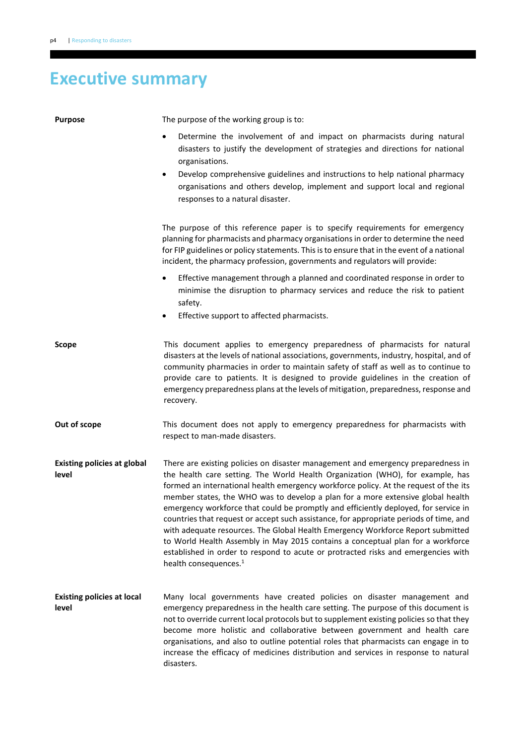# Executive summary

**Purpose**

The purpose of the working group is to:

- Determine the involvement of and impact on pharmacists during natural disasters to justify the development of strategies and directions for national organisations.
- Develop comprehensive guidelines and instructions to help national pharmacy organisations and others develop, implement and support local and regional responses to a natural disaster.

The purpose of this reference paper is to specify requirements for emergency planning for pharmacists and pharmacy organisations in order to determine the need for FIP guidelines or policy statements. This is to ensure that in the event of a national incident, the pharmacy profession, governments and regulators will provide:

- Effective management through a planned and coordinated response in order to minimise the disruption to pharmacy services and reduce the risk to patient safety.
- Effective support to affected pharmacists.

**Scope**

This document applies to emergency preparedness of pharmacists for natural disasters at the levels of national associations, governments, industry, hospital, and of community pharmacies in order to maintain safety of staff as well as to continue to provide care to patients. It is designed to provide guidelines in the creation of emergency preparedness plans at the levels of mitigation, preparedness, response and recovery.

**Out of scope**

This document does not apply to emergency preparedness for pharmacists with respect to man-made disasters.

**Existing policies at global level**

There are existing policies on disaster management and emergency preparedness in the health care setting. The World Health Organization (WHO), for example, has formed an international health emergency workforce policy. At the request of the its member states, the WHO was to develop a plan for a more extensive global health emergency workforce that could be promptly and efficiently deployed, for service in countries that request or accept such assistance, for appropriate periods of time, and with adequate resources. The Global Health Emergency Workforce Report submitted to World Health Assembly in May 2015 contains a conceptual plan for a workforce established in order to respond to acute or protracted risks and emergencies with health consequences.[1]

**Existing policies at local level**

Many local governments have created policies on disaster management and emergency preparedness in the health care setting. The purpose of this document is not to override current local protocols but to supplement existing policies so that they become more holistic and collaborative between government and health care organisations, and also to outline potential roles that pharmacists can engage in to increase the efficacy of medicines distribution and services in response to natural disasters.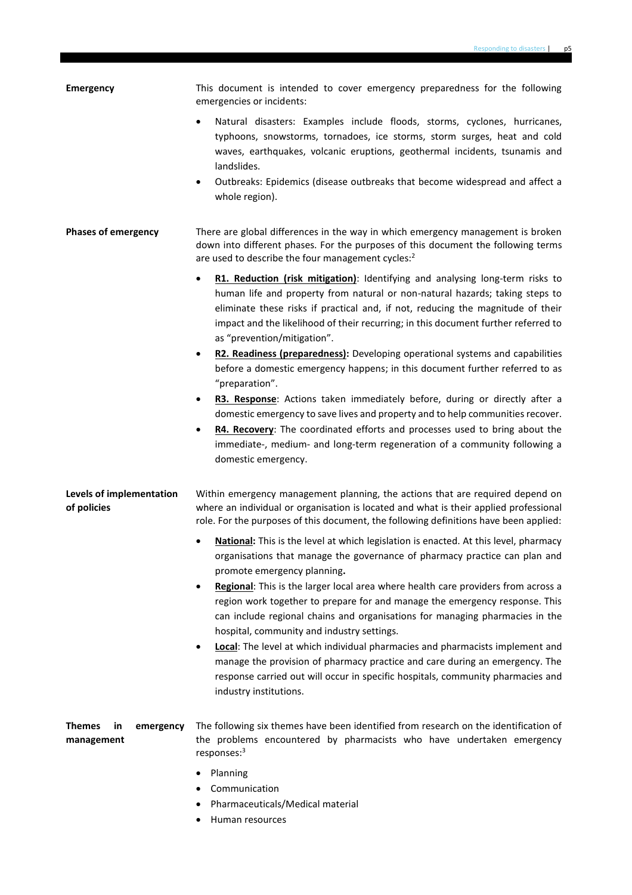**Emergency**

This document is intended to cover emergency preparedness for the following emergencies or incidents:

- Natural disasters: Examples include floods, storms, cyclones, hurricanes, typhoons, snowstorms, tornadoes, ice storms, storm surges, heat and cold waves, earthquakes, volcanic eruptions, geothermal incidents, tsunamis and landslides.
- Outbreaks: Epidemics (disease outbreaks that become widespread and affect a whole region).

**Phases of emergency**

There are global differences in the way in which emergency management is broken down into different phases. For the purposes of this document the following terms are used to describe the four management cycles:[2]

- **R1. Reduction (risk mitigation)**: Identifying and analysing long-term risks to human life and property from natural or non-natural hazards; taking steps to eliminate these risks if practical and, if not, reducing the magnitude of their impact and the likelihood of their recurring; in this document further referred to as "prevention/mitigation".
- **R2. Readiness (preparedness):** Developing operational systems and capabilities before a domestic emergency happens; in this document further referred to as "preparation".
- **R3. Response**: Actions taken immediately before, during or directly after a domestic emergency to save lives and property and to help communities recover.
- **R4. Recovery**: The coordinated efforts and processes used to bring about the immediate-, medium- and long-term regeneration of a community following a domestic emergency.

**Levels of implementation of policies**

Within emergency management planning, the actions that are required depend on where an individual or organisation is located and what is their applied professional role. For the purposes of this document, the following definitions have been applied:

- **National:** This is the level at which legislation is enacted. At this level, pharmacy organisations that manage the governance of pharmacy practice can plan and promote emergency planning**.**
- **Regional**: This is the larger local area where health care providers from across a region work together to prepare for and manage the emergency response. This can include regional chains and organisations for managing pharmacies in the hospital, community and industry settings.
- **Local**: The level at which individual pharmacies and pharmacists implement and manage the provision of pharmacy practice and care during an emergency. The response carried out will occur in specific hospitals, community pharmacies and industry institutions.

**Themes in emergency management**

The following six themes have been identified from research on the identification of the problems encountered by pharmacists who have undertaken emergency responses:[3]

- Planning
- Communication
- Pharmaceuticals/Medical material
- Human resources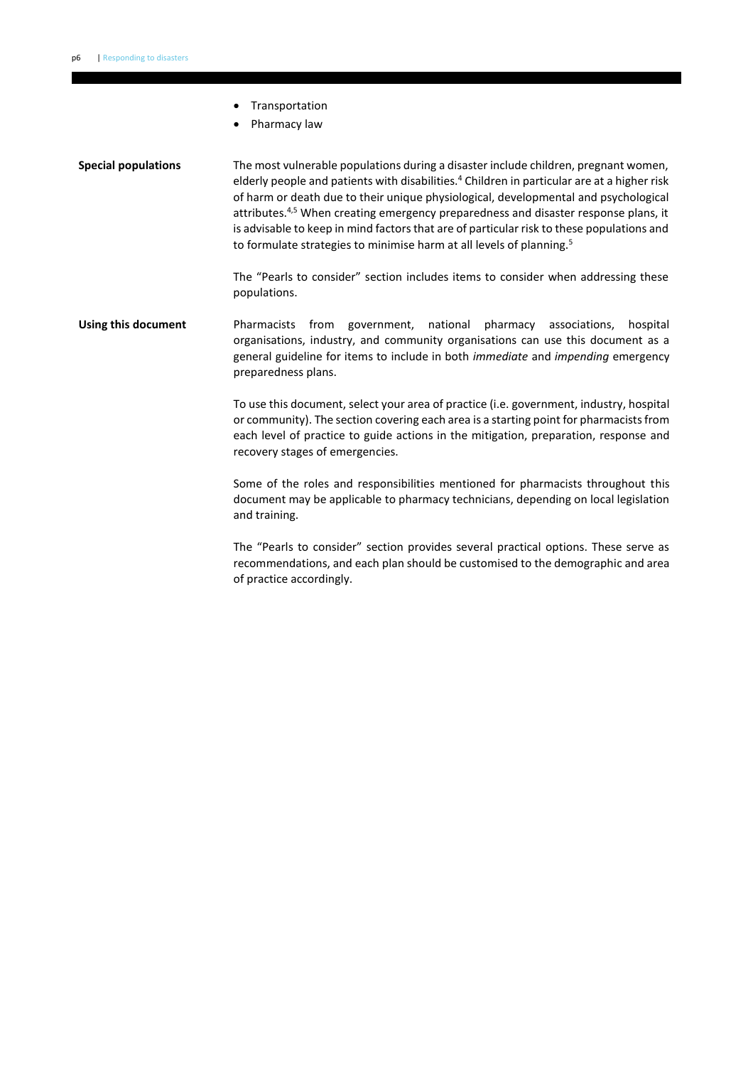- Transportation
- Pharmacy law

## Special populations

The most vulnerable populations during a disaster include children, pregnant women, elderly people and patients with disabilities.[4] Children in particular are at a higher risk of harm or death due to their unique physiological, developmental and psychological attributes.[4,5] When creating emergency preparedness and disaster response plans, it is advisable to keep in mind factors that are of particular risk to these populations and to formulate strategies to minimise harm at all levels of planning.[5]

The "Pearls to consider" section includes items to consider when addressing these populations.

## Using this document

Pharmacists from government, national pharmacy associations, hospital organisations, industry, and community organisations can use this document as a general guideline for items to include in both *immediate* and *impending* emergency preparedness plans.

To use this document, select your area of practice (i.e. government, industry, hospital or community). The section covering each area is a starting point for pharmacists from each level of practice to guide actions in the mitigation, preparation, response and recovery stages of emergencies.

Some of the roles and responsibilities mentioned for pharmacists throughout this document may be applicable to pharmacy technicians, depending on local legislation and training.

The "Pearls to consider" section provides several practical options. These serve as recommendations, and each plan should be customised to the demographic and area of practice accordingly.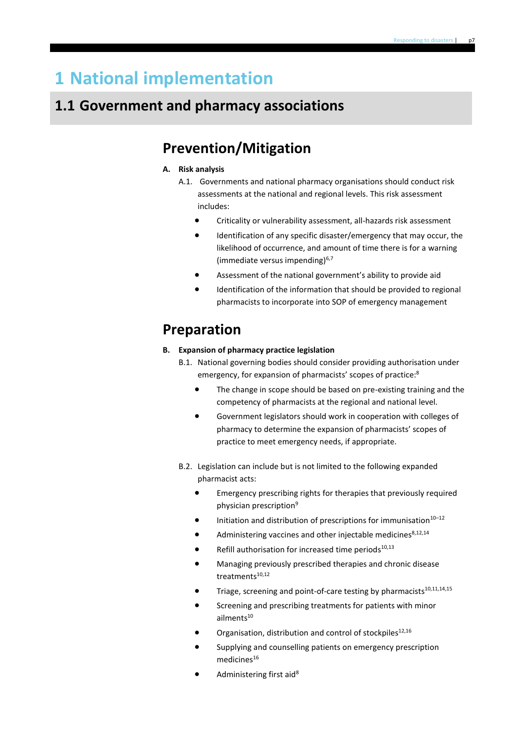# 1 National implementation

## 1.1 Government and pharmacy associations

### Prevention/Mitigation

**A. Risk analysis**

A.1. Governments and national pharmacy organisations should conduct risk assessments at the national and regional levels. This risk assessment includes:

- Criticality or vulnerability assessment, all-hazards risk assessment
- Identification of any specific disaster/emergency that may occur, the likelihood of occurrence, and amount of time there is for a warning (immediate versus impending)[6,7]
- Assessment of the national government's ability to provide aid
- Identification of the information that should be provided to regional pharmacists to incorporate into SOP of emergency management

### Preparation

**B. Expansion of pharmacy practice legislation**

B.1. National governing bodies should consider providing authorisation under emergency, for expansion of pharmacists' scopes of practice:[8]

- The change in scope should be based on pre-existing training and the competency of pharmacists at the regional and national level.
- Government legislators should work in cooperation with colleges of pharmacy to determine the expansion of pharmacists' scopes of practice to meet emergency needs, if appropriate.

B.2. Legislation can include but is not limited to the following expanded pharmacist acts:

- Emergency prescribing rights for therapies that previously required physician prescription[9]
- Initiation and distribution of prescriptions for immunisation[10–12]
- Administering vaccines and other injectable medicines[8,12,14]
- Refill authorisation for increased time periods[10,13]
- Managing previously prescribed therapies and chronic disease treatments[10,12]
- Triage, screening and point-of-care testing by pharmacists[10,11,14,15]
- Screening and prescribing treatments for patients with minor ailments[10]
- Organisation, distribution and control of stockpiles[12,16]
- Supplying and counselling patients on emergency prescription medicines[16]
- Administering first aid[8]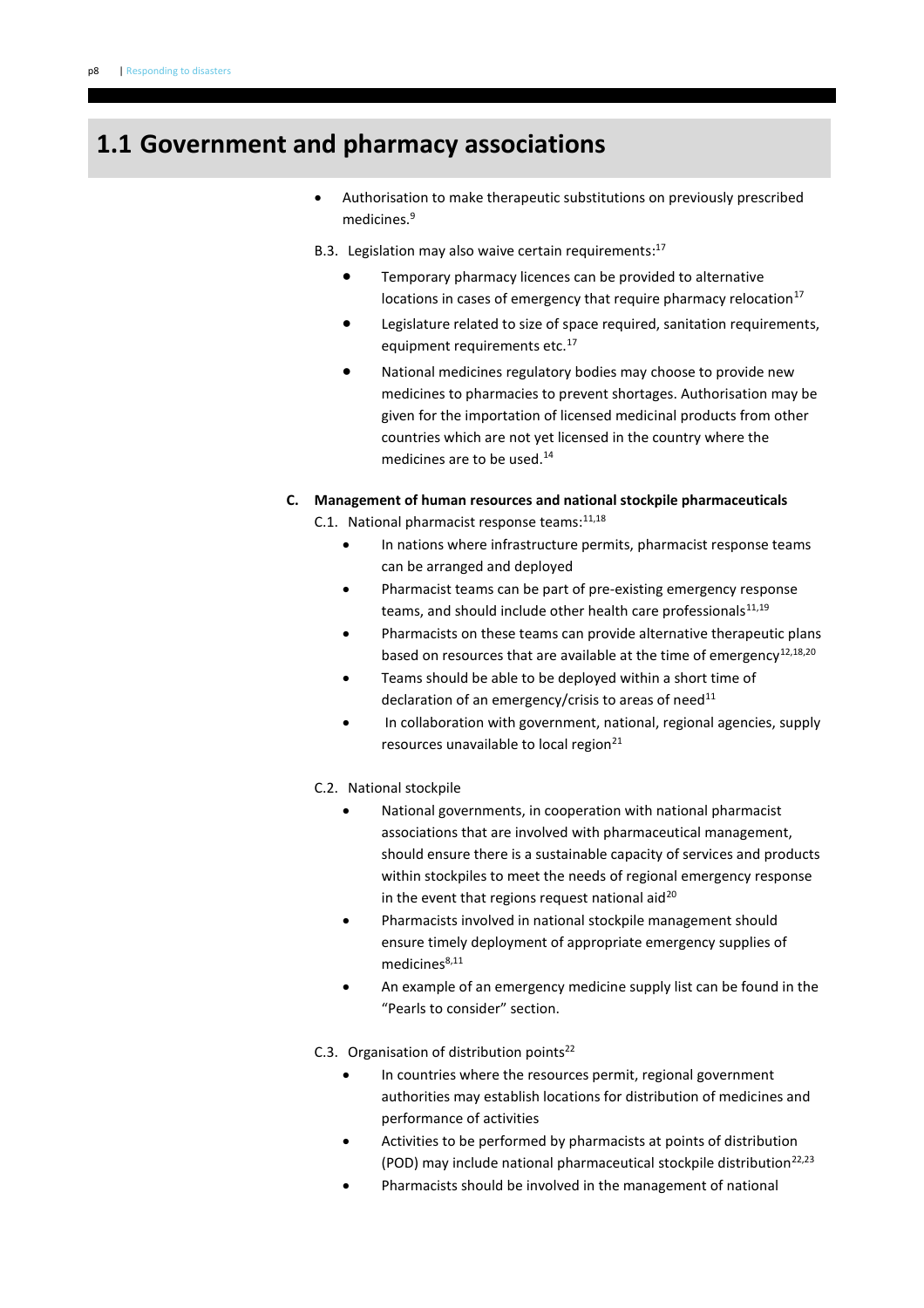## 1.1 Government and pharmacy associations

- Authorisation to make therapeutic substitutions on previously prescribed medicines.[9]

B.3. Legislation may also waive certain requirements:[17]

- Temporary pharmacy licences can be provided to alternative locations in cases of emergency that require pharmacy relocation[17]
- Legislature related to size of space required, sanitation requirements, equipment requirements etc.[17]
- National medicines regulatory bodies may choose to provide new medicines to pharmacies to prevent shortages. Authorisation may be given for the importation of licensed medicinal products from other countries which are not yet licensed in the country where the medicines are to be used.[14]

**C. Management of human resources and national stockpile pharmaceuticals**

C.1. National pharmacist response teams:[11,18]

- In nations where infrastructure permits, pharmacist response teams can be arranged and deployed
- Pharmacist teams can be part of pre-existing emergency response teams, and should include other health care professionals[11,19]
- Pharmacists on these teams can provide alternative therapeutic plans based on resources that are available at the time of emergency[12,18,20]
- Teams should be able to be deployed within a short time of declaration of an emergency/crisis to areas of need[11]
- In collaboration with government, national, regional agencies, supply resources unavailable to local region[21]

C.2. National stockpile

- National governments, in cooperation with national pharmacist associations that are involved with pharmaceutical management, should ensure there is a sustainable capacity of services and products within stockpiles to meet the needs of regional emergency response in the event that regions request national aid[20]
- Pharmacists involved in national stockpile management should ensure timely deployment of appropriate emergency supplies of medicines[8,11]
- An example of an emergency medicine supply list can be found in the "Pearls to consider" section.

C.3. Organisation of distribution points[22]

- In countries where the resources permit, regional government authorities may establish locations for distribution of medicines and performance of activities
- Activities to be performed by pharmacists at points of distribution (POD) may include national pharmaceutical stockpile distribution[22,23]
- Pharmacists should be involved in the management of national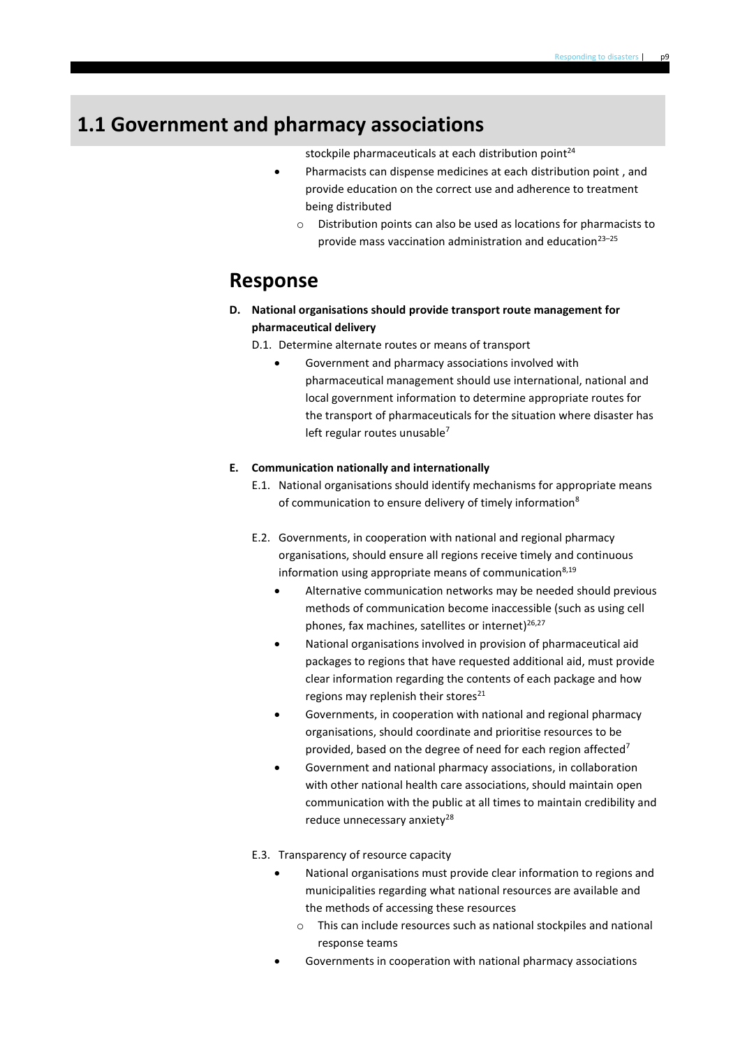## 1.1 Government and pharmacy associations

stockpile pharmaceuticals at each distribution point[24]

- Pharmacists can dispense medicines at each distribution point , and provide education on the correct use and adherence to treatment being distributed
  - Distribution points can also be used as locations for pharmacists to provide mass vaccination administration and education[23–25]

# Response

**D. National organisations should provide transport route management for pharmaceutical delivery**

D.1. Determine alternate routes or means of transport

- Government and pharmacy associations involved with pharmaceutical management should use international, national and local government information to determine appropriate routes for the transport of pharmaceuticals for the situation where disaster has left regular routes unusable[7]

**E. Communication nationally and internationally**

E.1. National organisations should identify mechanisms for appropriate means of communication to ensure delivery of timely information[8]

E.2. Governments, in cooperation with national and regional pharmacy organisations, should ensure all regions receive timely and continuous information using appropriate means of communication[8,19]

- Alternative communication networks may be needed should previous methods of communication become inaccessible (such as using cell phones, fax machines, satellites or internet)[26,27]
- National organisations involved in provision of pharmaceutical aid packages to regions that have requested additional aid, must provide clear information regarding the contents of each package and how regions may replenish their stores[21]
- Governments, in cooperation with national and regional pharmacy organisations, should coordinate and prioritise resources to be provided, based on the degree of need for each region affected[7]
- Government and national pharmacy associations, in collaboration with other national health care associations, should maintain open communication with the public at all times to maintain credibility and reduce unnecessary anxiety[28]

E.3. Transparency of resource capacity

- National organisations must provide clear information to regions and municipalities regarding what national resources are available and the methods of accessing these resources
  - This can include resources such as national stockpiles and national response teams
- Governments in cooperation with national pharmacy associations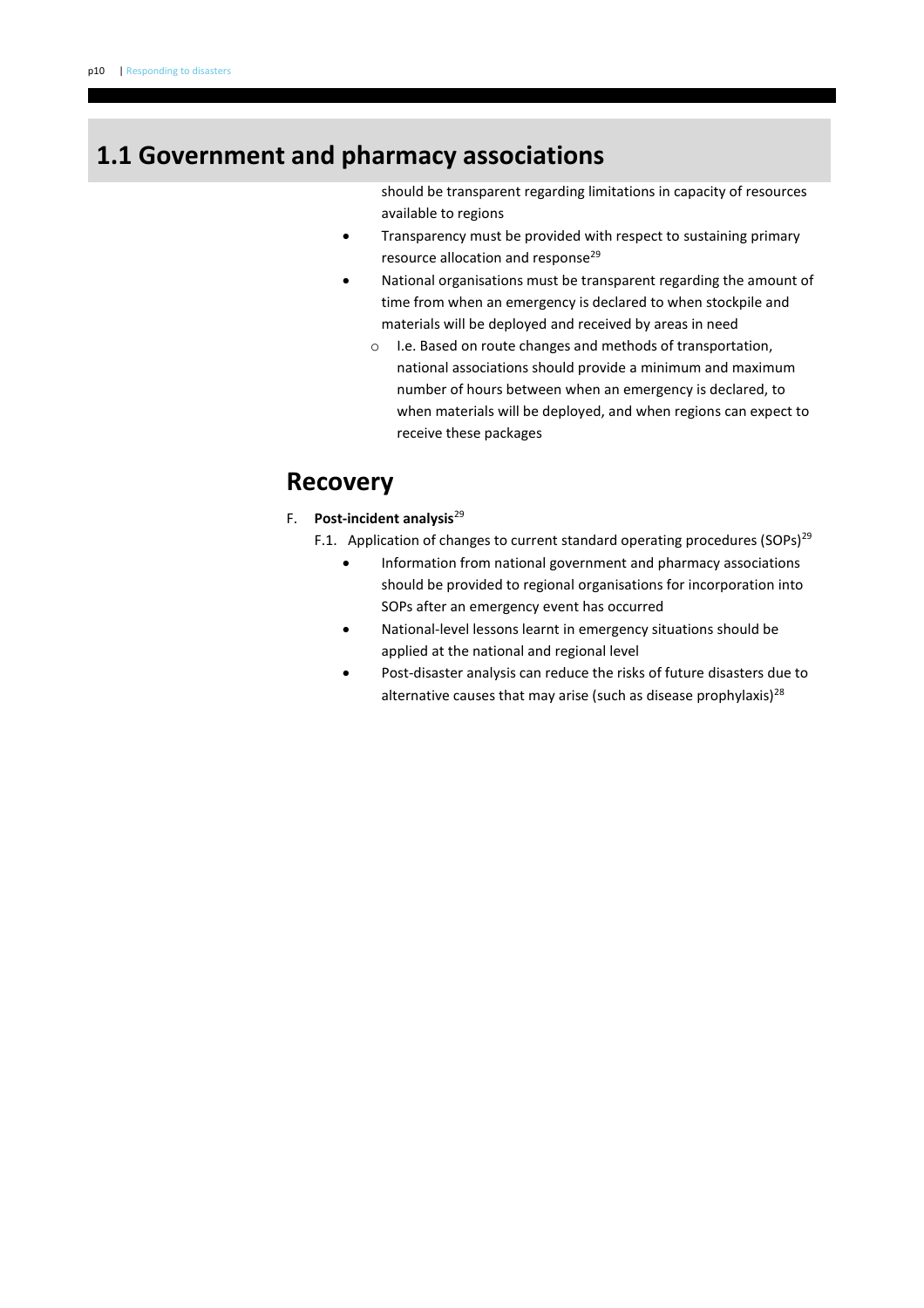## 1.1 Government and pharmacy associations

should be transparent regarding limitations in capacity of resources available to regions

- Transparency must be provided with respect to sustaining primary resource allocation and response[29]
- National organisations must be transparent regarding the amount of time from when an emergency is declared to when stockpile and materials will be deployed and received by areas in need
  - I.e. Based on route changes and methods of transportation, national associations should provide a minimum and maximum number of hours between when an emergency is declared, to when materials will be deployed, and when regions can expect to receive these packages

## Recovery

F. **Post-incident analysis**[29]

F.1. Application of changes to current standard operating procedures (SOPs)[29]

- Information from national government and pharmacy associations should be provided to regional organisations for incorporation into SOPs after an emergency event has occurred
- National-level lessons learnt in emergency situations should be applied at the national and regional level
- Post-disaster analysis can reduce the risks of future disasters due to alternative causes that may arise (such as disease prophylaxis)[28]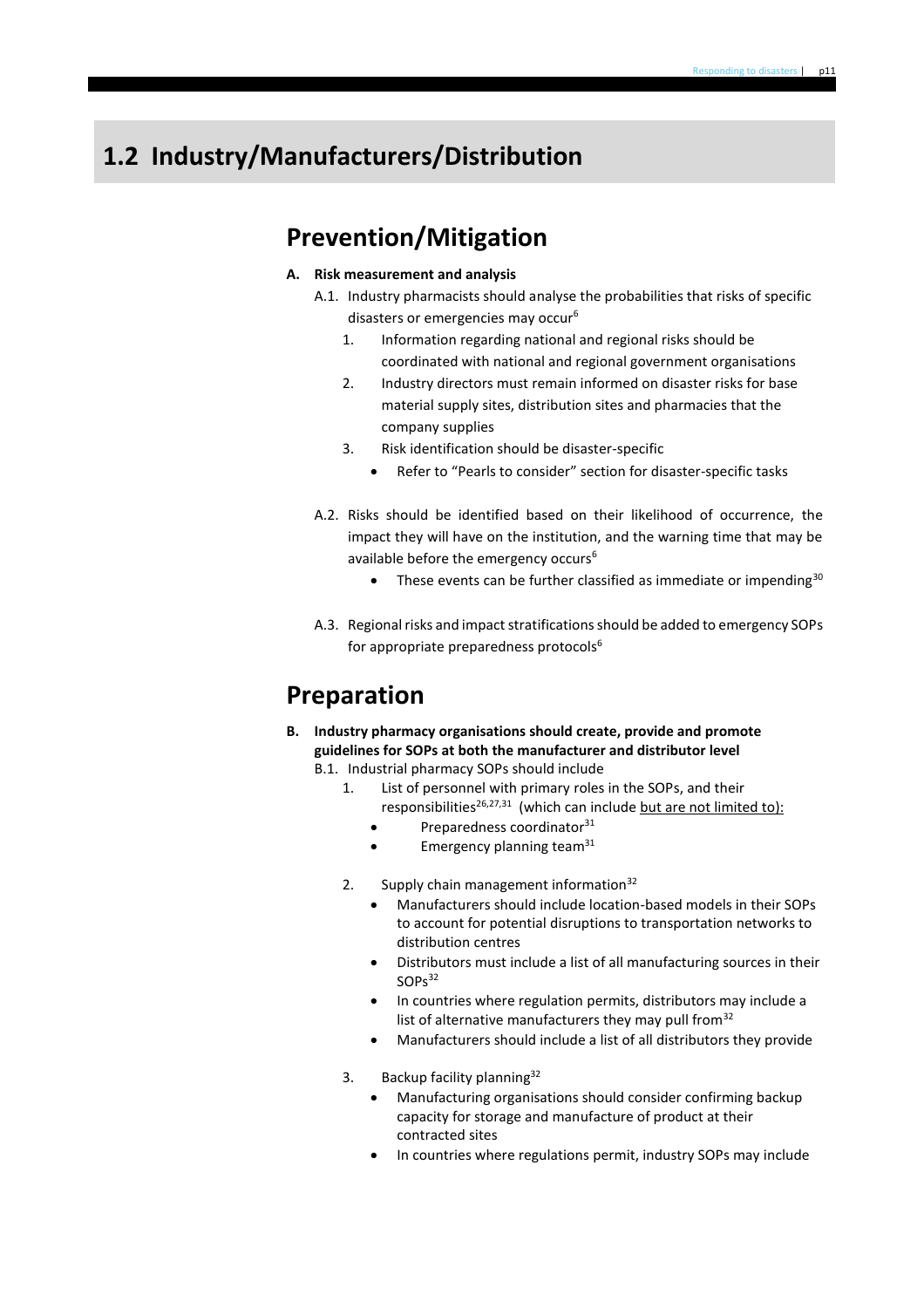## 1.2 Industry/Manufacturers/Distribution

### Prevention/Mitigation

**A. Risk measurement and analysis**

A.1. Industry pharmacists should analyse the probabilities that risks of specific disasters or emergencies may occur[6]

1. Information regarding national and regional risks should be coordinated with national and regional government organisations
2. Industry directors must remain informed on disaster risks for base material supply sites, distribution sites and pharmacies that the company supplies
3. Risk identification should be disaster-specific
   - Refer to "Pearls to consider" section for disaster-specific tasks

A.2. Risks should be identified based on their likelihood of occurrence, the impact they will have on the institution, and the warning time that may be available before the emergency occurs[6]

- These events can be further classified as immediate or impending[30]

A.3. Regional risks and impact stratifications should be added to emergency SOPs for appropriate preparedness protocols[6]

### Preparation

**B. Industry pharmacy organisations should create, provide and promote guidelines for SOPs at both the manufacturer and distributor level**

B.1. Industrial pharmacy SOPs should include

1. List of personnel with primary roles in the SOPs, and their responsibilities[26,27,31] (which can include <u>but are not limited to):</u>
   - Preparedness coordinator[31]
   - Emergency planning team[31]

2. Supply chain management information[32]
   - Manufacturers should include location-based models in their SOPs to account for potential disruptions to transportation networks to distribution centres
   - Distributors must include a list of all manufacturing sources in their SOPs[32]
   - In countries where regulation permits, distributors may include a list of alternative manufacturers they may pull from[32]
   - Manufacturers should include a list of all distributors they provide

3. Backup facility planning[32]
   - Manufacturing organisations should consider confirming backup capacity for storage and manufacture of product at their contracted sites
   - In countries where regulations permit, industry SOPs may include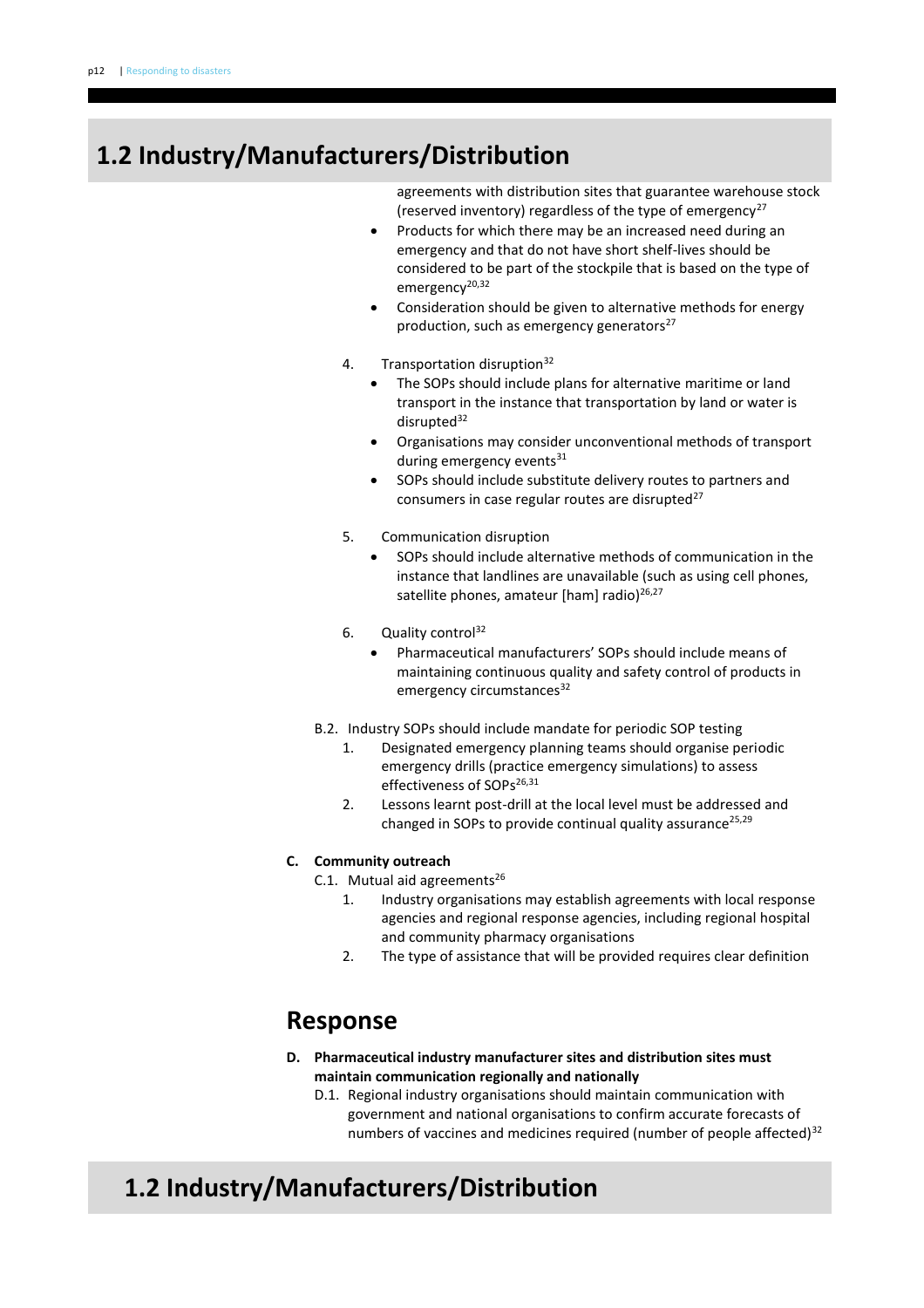## 1.2 Industry/Manufacturers/Distribution

agreements with distribution sites that guarantee warehouse stock (reserved inventory) regardless of the type of emergency[27]

- Products for which there may be an increased need during an emergency and that do not have short shelf-lives should be considered to be part of the stockpile that is based on the type of emergency[20,32]
- Consideration should be given to alternative methods for energy production, such as emergency generators[27]

4. Transportation disruption[32]
   - The SOPs should include plans for alternative maritime or land transport in the instance that transportation by land or water is disrupted[32]
   - Organisations may consider unconventional methods of transport during emergency events[31]
   - SOPs should include substitute delivery routes to partners and consumers in case regular routes are disrupted[27]

5. Communication disruption
   - SOPs should include alternative methods of communication in the instance that landlines are unavailable (such as using cell phones, satellite phones, amateur [ham] radio)[26,27]

6. Quality control[32]
   - Pharmaceutical manufacturers' SOPs should include means of maintaining continuous quality and safety control of products in emergency circumstances[32]

B.2. Industry SOPs should include mandate for periodic SOP testing

1. Designated emergency planning teams should organise periodic emergency drills (practice emergency simulations) to assess effectiveness of SOPs[26,31]
2. Lessons learnt post-drill at the local level must be addressed and changed in SOPs to provide continual quality assurance[25,29]

**C. Community outreach**

C.1. Mutual aid agreements[26]

1. Industry organisations may establish agreements with local response agencies and regional response agencies, including regional hospital and community pharmacy organisations
2. The type of assistance that will be provided requires clear definition

## Response

**D. Pharmaceutical industry manufacturer sites and distribution sites must maintain communication regionally and nationally**

D.1. Regional industry organisations should maintain communication with government and national organisations to confirm accurate forecasts of numbers of vaccines and medicines required (number of people affected)[32]

## 1.2 Industry/Manufacturers/Distribution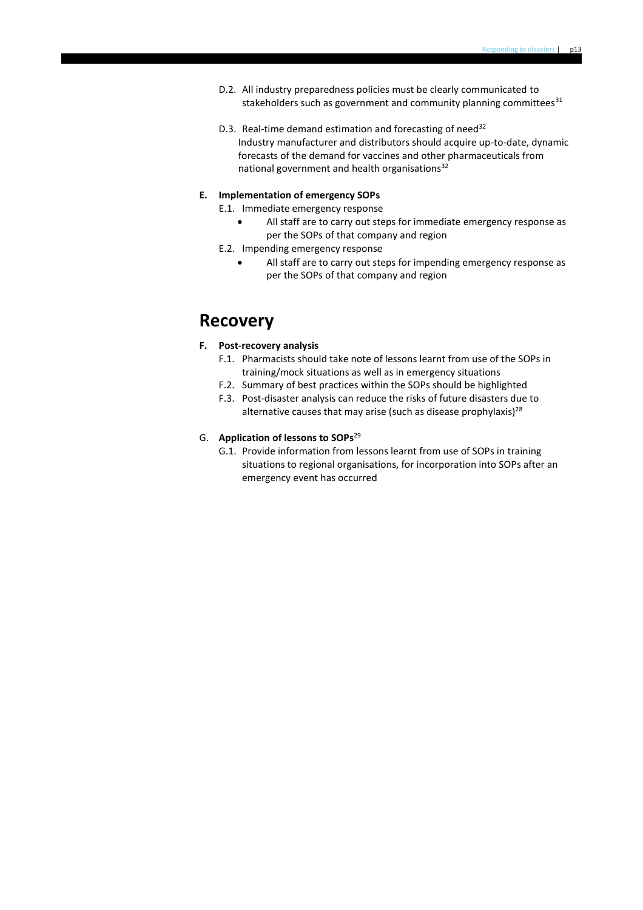D.2. All industry preparedness policies must be clearly communicated to stakeholders such as government and community planning committees[31]

D.3. Real-time demand estimation and forecasting of need[32]
Industry manufacturer and distributors should acquire up-to-date, dynamic forecasts of the demand for vaccines and other pharmaceuticals from national government and health organisations[32]

**E. Implementation of emergency SOPs**

E.1. Immediate emergency response

- All staff are to carry out steps for immediate emergency response as per the SOPs of that company and region

E.2. Impending emergency response

- All staff are to carry out steps for impending emergency response as per the SOPs of that company and region

# Recovery

**F. Post-recovery analysis**

F.1. Pharmacists should take note of lessons learnt from use of the SOPs in training/mock situations as well as in emergency situations

F.2. Summary of best practices within the SOPs should be highlighted

F.3. Post-disaster analysis can reduce the risks of future disasters due to alternative causes that may arise (such as disease prophylaxis)[28]

G. **Application of lessons to SOPs**[29]

G.1. Provide information from lessons learnt from use of SOPs in training situations to regional organisations, for incorporation into SOPs after an emergency event has occurred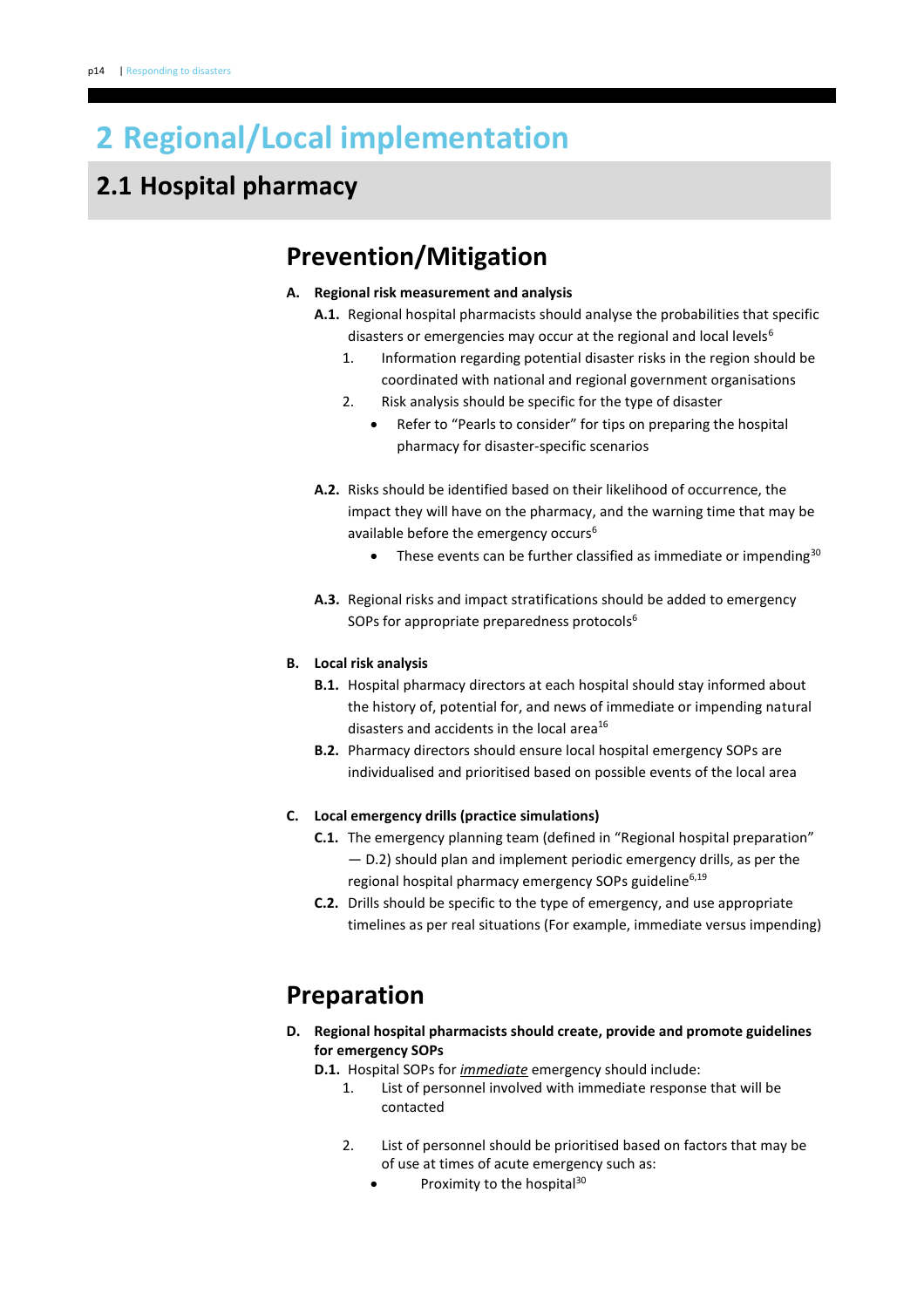# 2 Regional/Local implementation

## 2.1 Hospital pharmacy

### Prevention/Mitigation

**A. Regional risk measurement and analysis**

**A.1.** Regional hospital pharmacists should analyse the probabilities that specific disasters or emergencies may occur at the regional and local levels[6]

1. Information regarding potential disaster risks in the region should be coordinated with national and regional government organisations
2. Risk analysis should be specific for the type of disaster
   - Refer to "Pearls to consider" for tips on preparing the hospital pharmacy for disaster-specific scenarios

**A.2.** Risks should be identified based on their likelihood of occurrence, the impact they will have on the pharmacy, and the warning time that may be available before the emergency occurs[6]

- These events can be further classified as immediate or impending[30]

**A.3.** Regional risks and impact stratifications should be added to emergency SOPs for appropriate preparedness protocols[6]

**B. Local risk analysis**

**B.1.** Hospital pharmacy directors at each hospital should stay informed about the history of, potential for, and news of immediate or impending natural disasters and accidents in the local area[16]

**B.2.** Pharmacy directors should ensure local hospital emergency SOPs are individualised and prioritised based on possible events of the local area

**C. Local emergency drills (practice simulations)**

**C.1.** The emergency planning team (defined in "Regional hospital preparation" — D.2) should plan and implement periodic emergency drills, as per the regional hospital pharmacy emergency SOPs guideline[6,19]

**C.2.** Drills should be specific to the type of emergency, and use appropriate timelines as per real situations (For example, immediate versus impending)

### Preparation

**D. Regional hospital pharmacists should create, provide and promote guidelines for emergency SOPs**

**D.1.** Hospital SOPs for ***immediate*** emergency should include:

1. List of personnel involved with immediate response that will be contacted

2. List of personnel should be prioritised based on factors that may be of use at times of acute emergency such as:
   - Proximity to the hospital[30]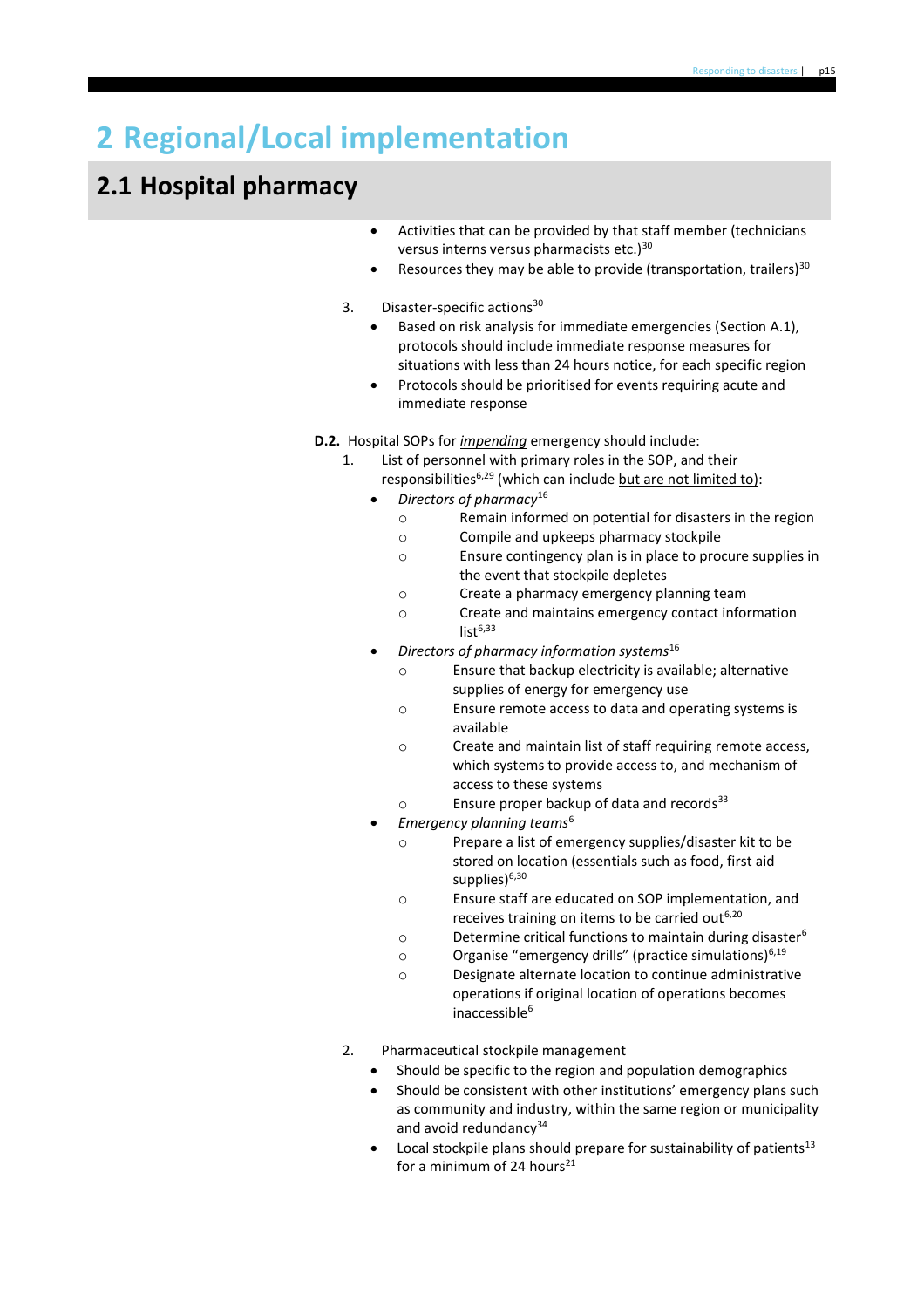# 2 Regional/Local implementation

## 2.1 Hospital pharmacy

- Activities that can be provided by that staff member (technicians versus interns versus pharmacists etc.)[30]
- Resources they may be able to provide (transportation, trailers)[30]

3. Disaster-specific actions[30]
    - Based on risk analysis for immediate emergencies (Section A.1), protocols should include immediate response measures for situations with less than 24 hours notice, for each specific region
    - Protocols should be prioritised for events requiring acute and immediate response

**D.2.** Hospital SOPs for *impending* emergency should include:

1. List of personnel with primary roles in the SOP, and their responsibilities[6,29] (which can include but are not limited to):
    - *Directors of pharmacy*[16]
        - Remain informed on potential for disasters in the region
        - Compile and upkeeps pharmacy stockpile
        - Ensure contingency plan is in place to procure supplies in the event that stockpile depletes
        - Create a pharmacy emergency planning team
        - Create and maintains emergency contact information list[6,33]
    - *Directors of pharmacy information systems*[16]
        - Ensure that backup electricity is available; alternative supplies of energy for emergency use
        - Ensure remote access to data and operating systems is available
        - Create and maintain list of staff requiring remote access, which systems to provide access to, and mechanism of access to these systems
        - Ensure proper backup of data and records[33]
    - *Emergency planning teams*[6]
        - Prepare a list of emergency supplies/disaster kit to be stored on location (essentials such as food, first aid supplies)[6,30]
        - Ensure staff are educated on SOP implementation, and receives training on items to be carried out[6,20]
        - Determine critical functions to maintain during disaster[6]
        - Organise "emergency drills" (practice simulations)[6,19]
        - Designate alternate location to continue administrative operations if original location of operations becomes inaccessible[6]

2. Pharmaceutical stockpile management
    - Should be specific to the region and population demographics
    - Should be consistent with other institutions' emergency plans such as community and industry, within the same region or municipality and avoid redundancy[34]
    - Local stockpile plans should prepare for sustainability of patients[13] for a minimum of 24 hours[21]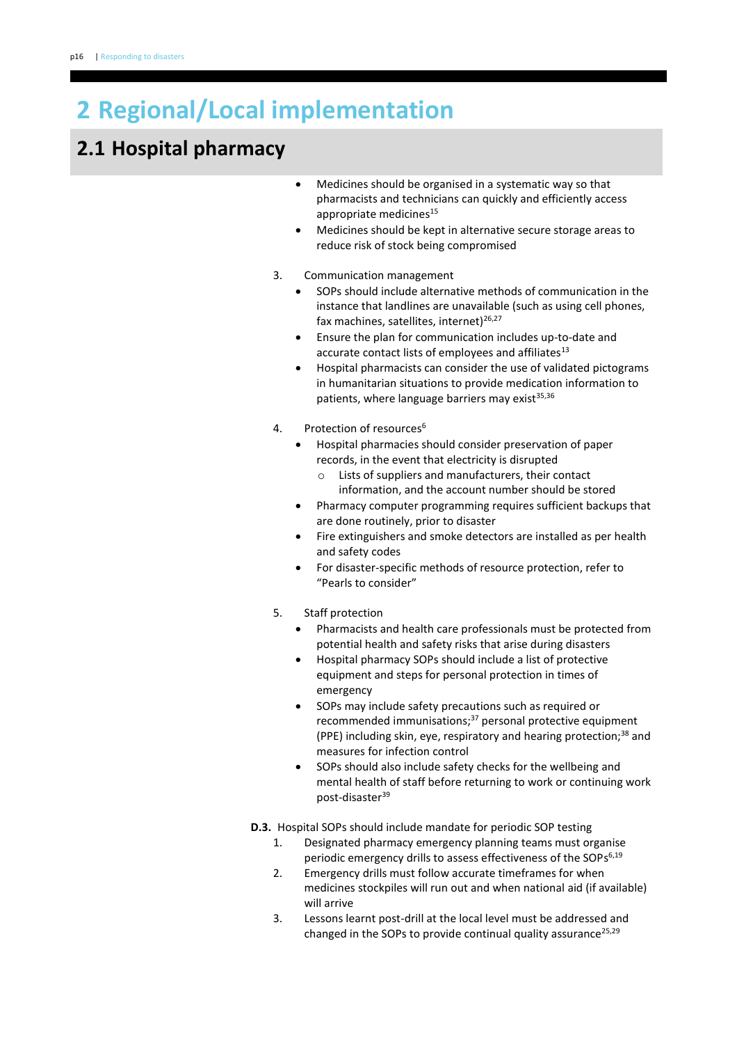# 2 Regional/Local implementation

## 2.1 Hospital pharmacy

- Medicines should be organised in a systematic way so that pharmacists and technicians can quickly and efficiently access appropriate medicines[15]
- Medicines should be kept in alternative secure storage areas to reduce risk of stock being compromised

3. Communication management
   - SOPs should include alternative methods of communication in the instance that landlines are unavailable (such as using cell phones, fax machines, satellites, internet)[26,27]
   - Ensure the plan for communication includes up-to-date and accurate contact lists of employees and affiliates[13]
   - Hospital pharmacists can consider the use of validated pictograms in humanitarian situations to provide medication information to patients, where language barriers may exist[35,36]

4. Protection of resources[6]
   - Hospital pharmacies should consider preservation of paper records, in the event that electricity is disrupted
     - Lists of suppliers and manufacturers, their contact information, and the account number should be stored
   - Pharmacy computer programming requires sufficient backups that are done routinely, prior to disaster
   - Fire extinguishers and smoke detectors are installed as per health and safety codes
   - For disaster-specific methods of resource protection, refer to "Pearls to consider"

5. Staff protection
   - Pharmacists and health care professionals must be protected from potential health and safety risks that arise during disasters
   - Hospital pharmacy SOPs should include a list of protective equipment and steps for personal protection in times of emergency
   - SOPs may include safety precautions such as required or recommended immunisations;[37] personal protective equipment (PPE) including skin, eye, respiratory and hearing protection;[38] and measures for infection control
   - SOPs should also include safety checks for the wellbeing and mental health of staff before returning to work or continuing work post-disaster[39]

**D.3.** Hospital SOPs should include mandate for periodic SOP testing

1. Designated pharmacy emergency planning teams must organise periodic emergency drills to assess effectiveness of the SOPs[6,19]
2. Emergency drills must follow accurate timeframes for when medicines stockpiles will run out and when national aid (if available) will arrive
3. Lessons learnt post-drill at the local level must be addressed and changed in the SOPs to provide continual quality assurance[25,29]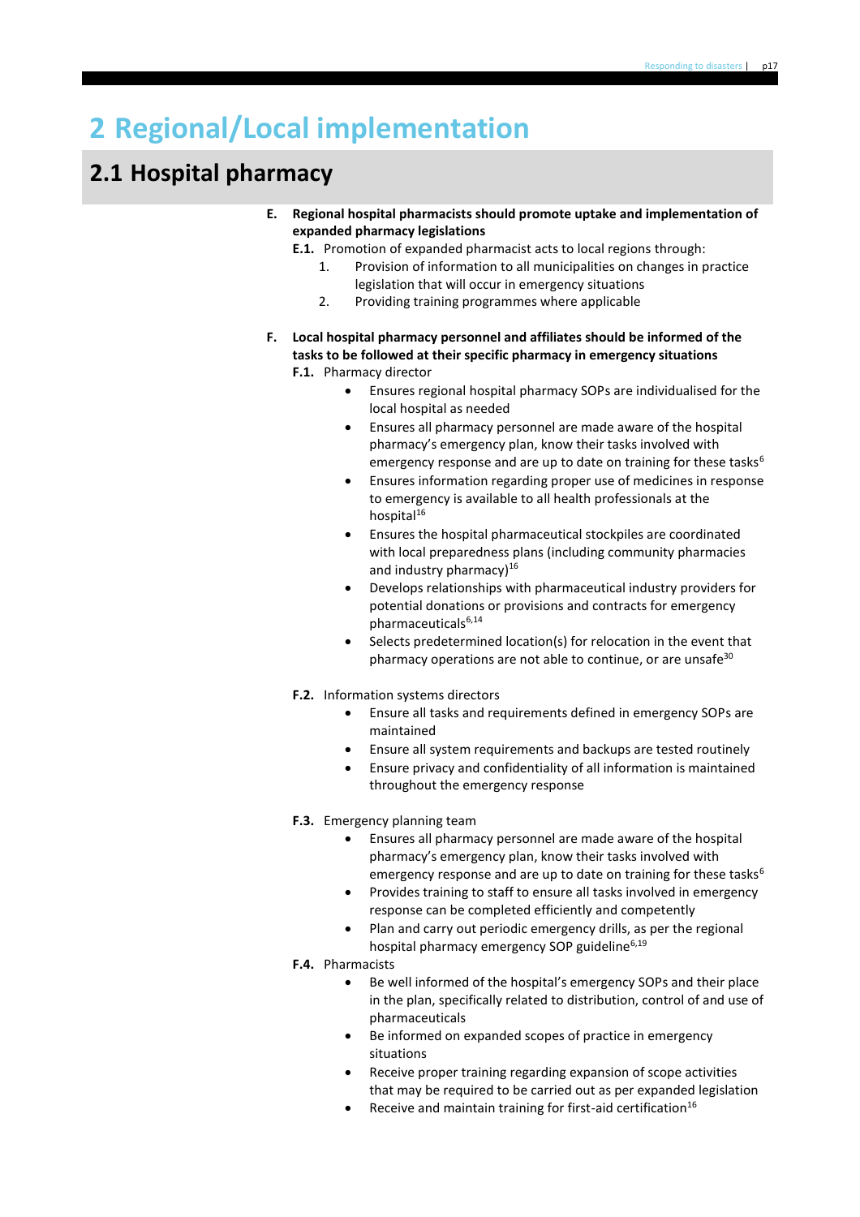# 2 Regional/Local implementation

## 2.1 Hospital pharmacy

**E. Regional hospital pharmacists should promote uptake and implementation of expanded pharmacy legislations**

**E.1.** Promotion of expanded pharmacist acts to local regions through:

1. Provision of information to all municipalities on changes in practice legislation that will occur in emergency situations
2. Providing training programmes where applicable

**F. Local hospital pharmacy personnel and affiliates should be informed of the tasks to be followed at their specific pharmacy in emergency situations**

**F.1.** Pharmacy director

- Ensures regional hospital pharmacy SOPs are individualised for the local hospital as needed
- Ensures all pharmacy personnel are made aware of the hospital pharmacy's emergency plan, know their tasks involved with emergency response and are up to date on training for these tasks[6]
- Ensures information regarding proper use of medicines in response to emergency is available to all health professionals at the hospital[16]
- Ensures the hospital pharmaceutical stockpiles are coordinated with local preparedness plans (including community pharmacies and industry pharmacy)[16]
- Develops relationships with pharmaceutical industry providers for potential donations or provisions and contracts for emergency pharmaceuticals[6,14]
- Selects predetermined location(s) for relocation in the event that pharmacy operations are not able to continue, or are unsafe[30]

**F.2.** Information systems directors

- Ensure all tasks and requirements defined in emergency SOPs are maintained
- Ensure all system requirements and backups are tested routinely
- Ensure privacy and confidentiality of all information is maintained throughout the emergency response

**F.3.** Emergency planning team

- Ensures all pharmacy personnel are made aware of the hospital pharmacy's emergency plan, know their tasks involved with emergency response and are up to date on training for these tasks[6]
- Provides training to staff to ensure all tasks involved in emergency response can be completed efficiently and competently
- Plan and carry out periodic emergency drills, as per the regional hospital pharmacy emergency SOP guideline[6,19]

**F.4.** Pharmacists

- Be well informed of the hospital's emergency SOPs and their place in the plan, specifically related to distribution, control of and use of pharmaceuticals
- Be informed on expanded scopes of practice in emergency situations
- Receive proper training regarding expansion of scope activities that may be required to be carried out as per expanded legislation
- Receive and maintain training for first-aid certification[16]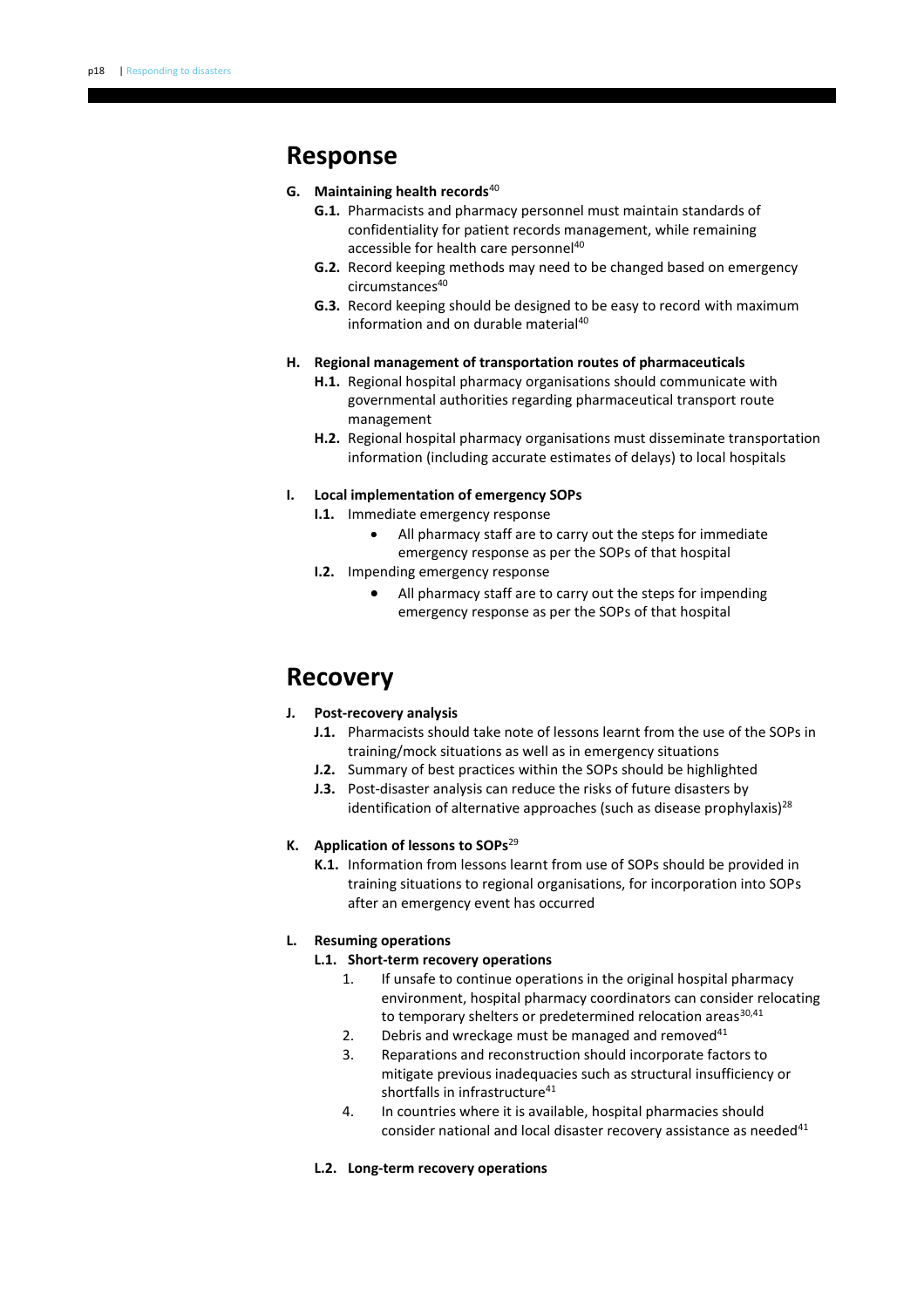## Response

**G. Maintaining health records**[40]

- **G.1.** Pharmacists and pharmacy personnel must maintain standards of confidentiality for patient records management, while remaining accessible for health care personnel[40]
- **G.2.** Record keeping methods may need to be changed based on emergency circumstances[40]
- **G.3.** Record keeping should be designed to be easy to record with maximum information and on durable material[40]

**H. Regional management of transportation routes of pharmaceuticals**

- **H.1.** Regional hospital pharmacy organisations should communicate with governmental authorities regarding pharmaceutical transport route management
- **H.2.** Regional hospital pharmacy organisations must disseminate transportation information (including accurate estimates of delays) to local hospitals

**I. Local implementation of emergency SOPs**

- **I.1.** Immediate emergency response
  - All pharmacy staff are to carry out the steps for immediate emergency response as per the SOPs of that hospital
- **I.2.** Impending emergency response
  - All pharmacy staff are to carry out the steps for impending emergency response as per the SOPs of that hospital

## Recovery

**J. Post-recovery analysis**

- **J.1.** Pharmacists should take note of lessons learnt from the use of the SOPs in training/mock situations as well as in emergency situations
- **J.2.** Summary of best practices within the SOPs should be highlighted
- **J.3.** Post-disaster analysis can reduce the risks of future disasters by identification of alternative approaches (such as disease prophylaxis)[28]

**K. Application of lessons to SOPs**[29]

- **K.1.** Information from lessons learnt from use of SOPs should be provided in training situations to regional organisations, for incorporation into SOPs after an emergency event has occurred

**L. Resuming operations**

**L.1. Short-term recovery operations**

1. If unsafe to continue operations in the original hospital pharmacy environment, hospital pharmacy coordinators can consider relocating to temporary shelters or predetermined relocation areas[30,41]
2. Debris and wreckage must be managed and removed[41]
3. Reparations and reconstruction should incorporate factors to mitigate previous inadequacies such as structural insufficiency or shortfalls in infrastructure[41]
4. In countries where it is available, hospital pharmacies should consider national and local disaster recovery assistance as needed[41]

**L.2. Long-term recovery operations**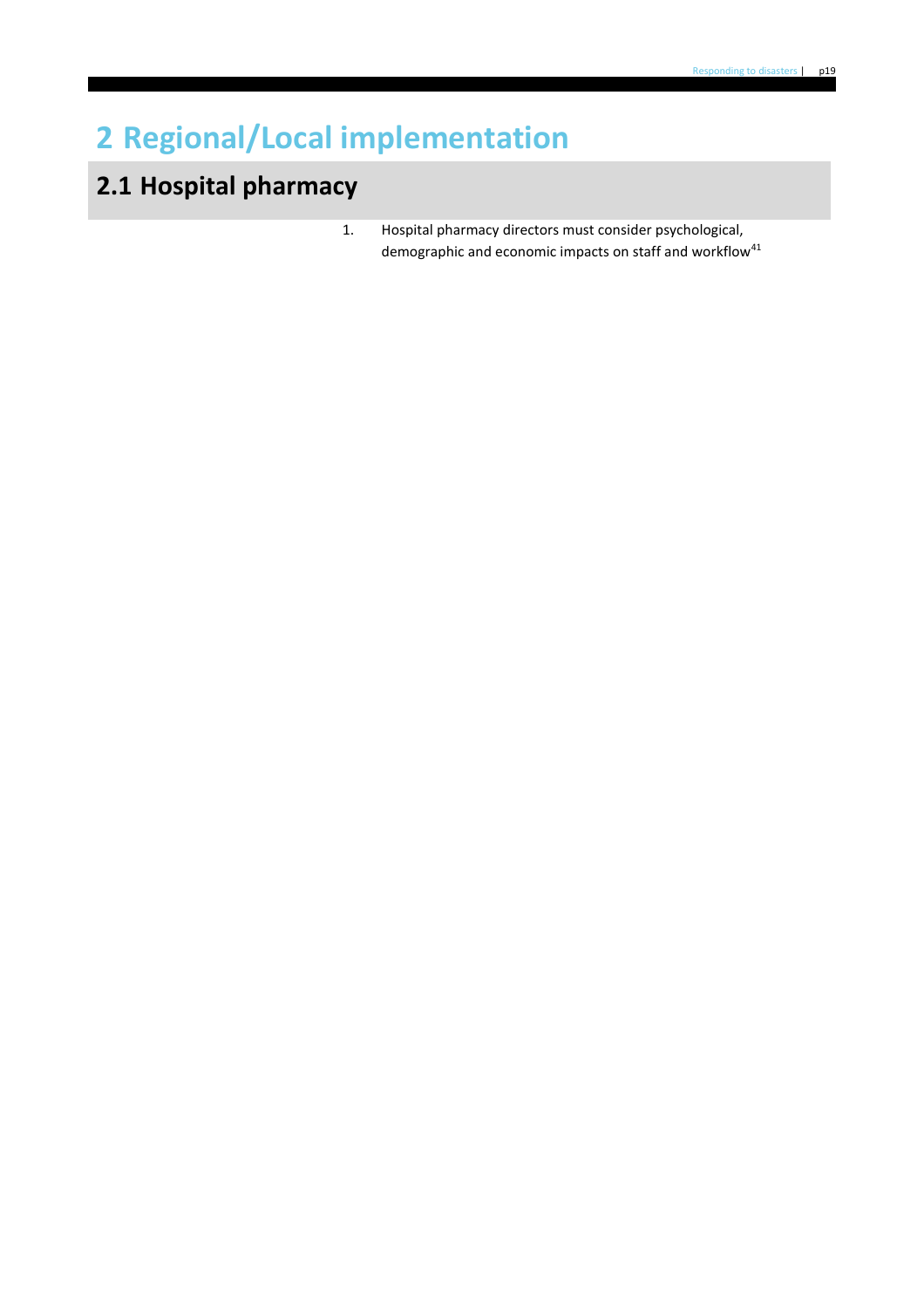# 2 Regional/Local implementation

## 2.1 Hospital pharmacy

1. Hospital pharmacy directors must consider psychological, demographic and economic impacts on staff and workflow[41]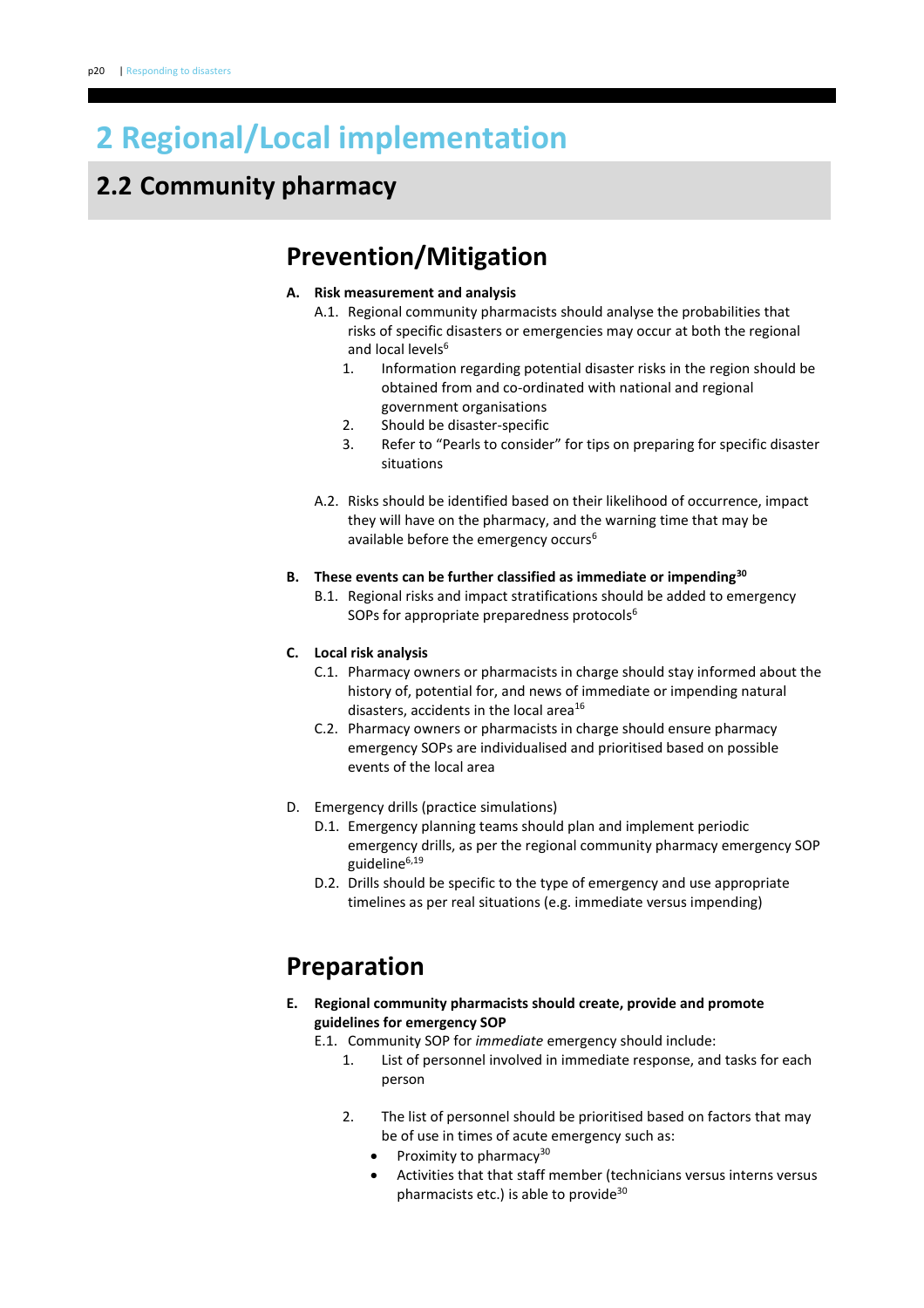# 2 Regional/Local implementation

## 2.2 Community pharmacy

### Prevention/Mitigation

**A. Risk measurement and analysis**

A.1. Regional community pharmacists should analyse the probabilities that risks of specific disasters or emergencies may occur at both the regional and local levels[6]

1. Information regarding potential disaster risks in the region should be obtained from and co-ordinated with national and regional government organisations
2. Should be disaster-specific
3. Refer to "Pearls to consider" for tips on preparing for specific disaster situations

A.2. Risks should be identified based on their likelihood of occurrence, impact they will have on the pharmacy, and the warning time that may be available before the emergency occurs[6]

**B. These events can be further classified as immediate or impending[30]**

B.1. Regional risks and impact stratifications should be added to emergency SOPs for appropriate preparedness protocols[6]

**C. Local risk analysis**

C.1. Pharmacy owners or pharmacists in charge should stay informed about the history of, potential for, and news of immediate or impending natural disasters, accidents in the local area[16]

C.2. Pharmacy owners or pharmacists in charge should ensure pharmacy emergency SOPs are individualised and prioritised based on possible events of the local area

D. Emergency drills (practice simulations)

D.1. Emergency planning teams should plan and implement periodic emergency drills, as per the regional community pharmacy emergency SOP guideline[6,19]

D.2. Drills should be specific to the type of emergency and use appropriate timelines as per real situations (e.g. immediate versus impending)

### Preparation

**E. Regional community pharmacists should create, provide and promote guidelines for emergency SOP**

E.1. Community SOP for *immediate* emergency should include:

1. List of personnel involved in immediate response, and tasks for each person
2. The list of personnel should be prioritised based on factors that may be of use in times of acute emergency such as:
   - Proximity to pharmacy[30]
   - Activities that that staff member (technicians versus interns versus pharmacists etc.) is able to provide[30]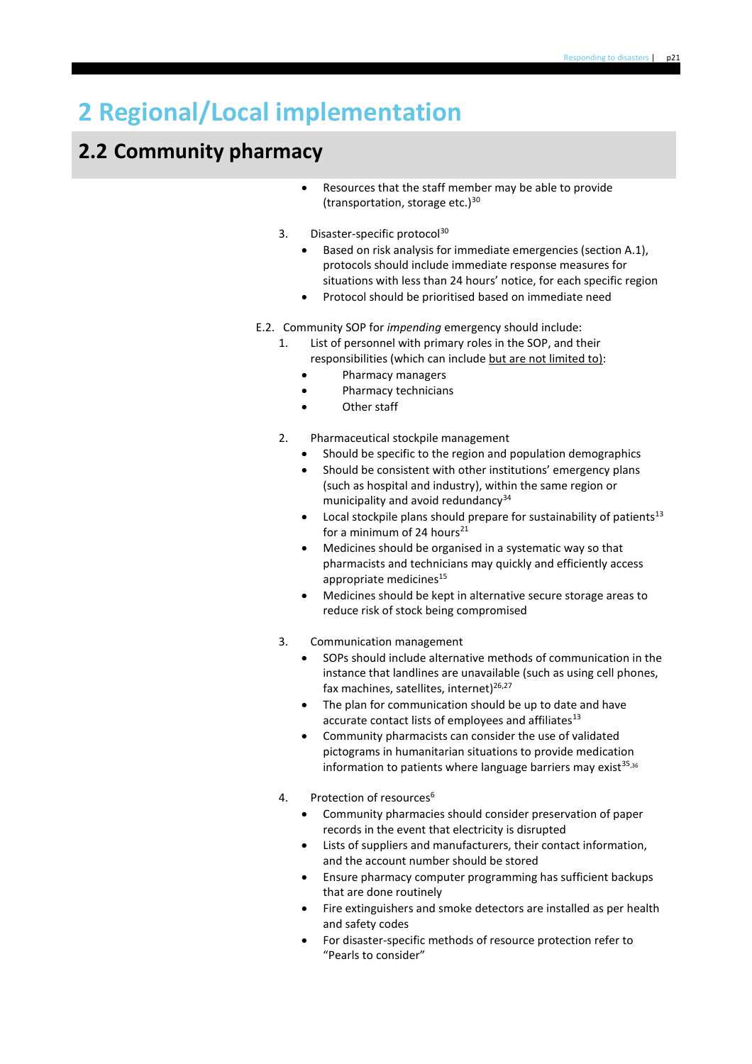# 2 Regional/Local implementation

## 2.2 Community pharmacy

- Resources that the staff member may be able to provide (transportation, storage etc.)[30]

3. Disaster-specific protocol[30]
    - Based on risk analysis for immediate emergencies (section A.1), protocols should include immediate response measures for situations with less than 24 hours' notice, for each specific region
    - Protocol should be prioritised based on immediate need

E.2. Community SOP for *impending* emergency should include:

1. List of personnel with primary roles in the SOP, and their responsibilities (which can include <u>but are not limited to</u>):
    - Pharmacy managers
    - Pharmacy technicians
    - Other staff

2. Pharmaceutical stockpile management
    - Should be specific to the region and population demographics
    - Should be consistent with other institutions' emergency plans (such as hospital and industry), within the same region or municipality and avoid redundancy[34]
    - Local stockpile plans should prepare for sustainability of patients[13] for a minimum of 24 hours[21]
    - Medicines should be organised in a systematic way so that pharmacists and technicians may quickly and efficiently access appropriate medicines[15]
    - Medicines should be kept in alternative secure storage areas to reduce risk of stock being compromised

3. Communication management
    - SOPs should include alternative methods of communication in the instance that landlines are unavailable (such as using cell phones, fax machines, satellites, internet)[26,27]
    - The plan for communication should be up to date and have accurate contact lists of employees and affiliates[13]
    - Community pharmacists can consider the use of validated pictograms in humanitarian situations to provide medication information to patients where language barriers may exist[35,36]

4. Protection of resources[6]
    - Community pharmacies should consider preservation of paper records in the event that electricity is disrupted
    - Lists of suppliers and manufacturers, their contact information, and the account number should be stored
    - Ensure pharmacy computer programming has sufficient backups that are done routinely
    - Fire extinguishers and smoke detectors are installed as per health and safety codes
    - For disaster-specific methods of resource protection refer to "Pearls to consider"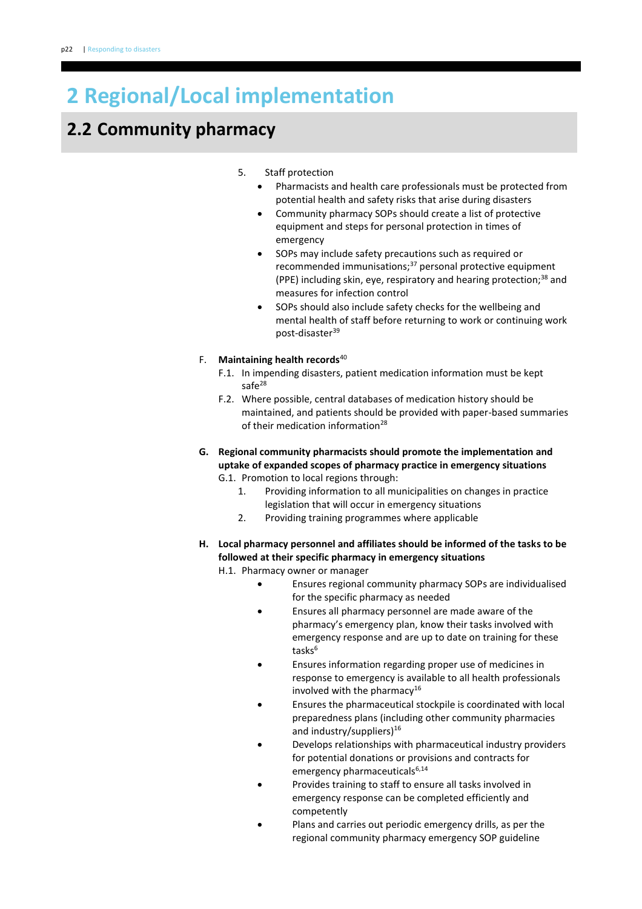# 2 Regional/Local implementation

## 2.2 Community pharmacy

5. Staff protection
    - Pharmacists and health care professionals must be protected from potential health and safety risks that arise during disasters
    - Community pharmacy SOPs should create a list of protective equipment and steps for personal protection in times of emergency
    - SOPs may include safety precautions such as required or recommended immunisations;[37] personal protective equipment (PPE) including skin, eye, respiratory and hearing protection;[38] and measures for infection control
    - SOPs should also include safety checks for the wellbeing and mental health of staff before returning to work or continuing work post-disaster[39]

F. **Maintaining health records**[40]

F.1. In impending disasters, patient medication information must be kept safe[28]

F.2. Where possible, central databases of medication history should be maintained, and patients should be provided with paper-based summaries of their medication information[28]

**G. Regional community pharmacists should promote the implementation and uptake of expanded scopes of pharmacy practice in emergency situations**

G.1. Promotion to local regions through:

1. Providing information to all municipalities on changes in practice legislation that will occur in emergency situations
2. Providing training programmes where applicable

**H. Local pharmacy personnel and affiliates should be informed of the tasks to be followed at their specific pharmacy in emergency situations**

H.1. Pharmacy owner or manager

- Ensures regional community pharmacy SOPs are individualised for the specific pharmacy as needed
- Ensures all pharmacy personnel are made aware of the pharmacy's emergency plan, know their tasks involved with emergency response and are up to date on training for these tasks[6]
- Ensures information regarding proper use of medicines in response to emergency is available to all health professionals involved with the pharmacy[16]
- Ensures the pharmaceutical stockpile is coordinated with local preparedness plans (including other community pharmacies and industry/suppliers)[16]
- Develops relationships with pharmaceutical industry providers for potential donations or provisions and contracts for emergency pharmaceuticals[6,14]
- Provides training to staff to ensure all tasks involved in emergency response can be completed efficiently and competently
- Plans and carries out periodic emergency drills, as per the regional community pharmacy emergency SOP guideline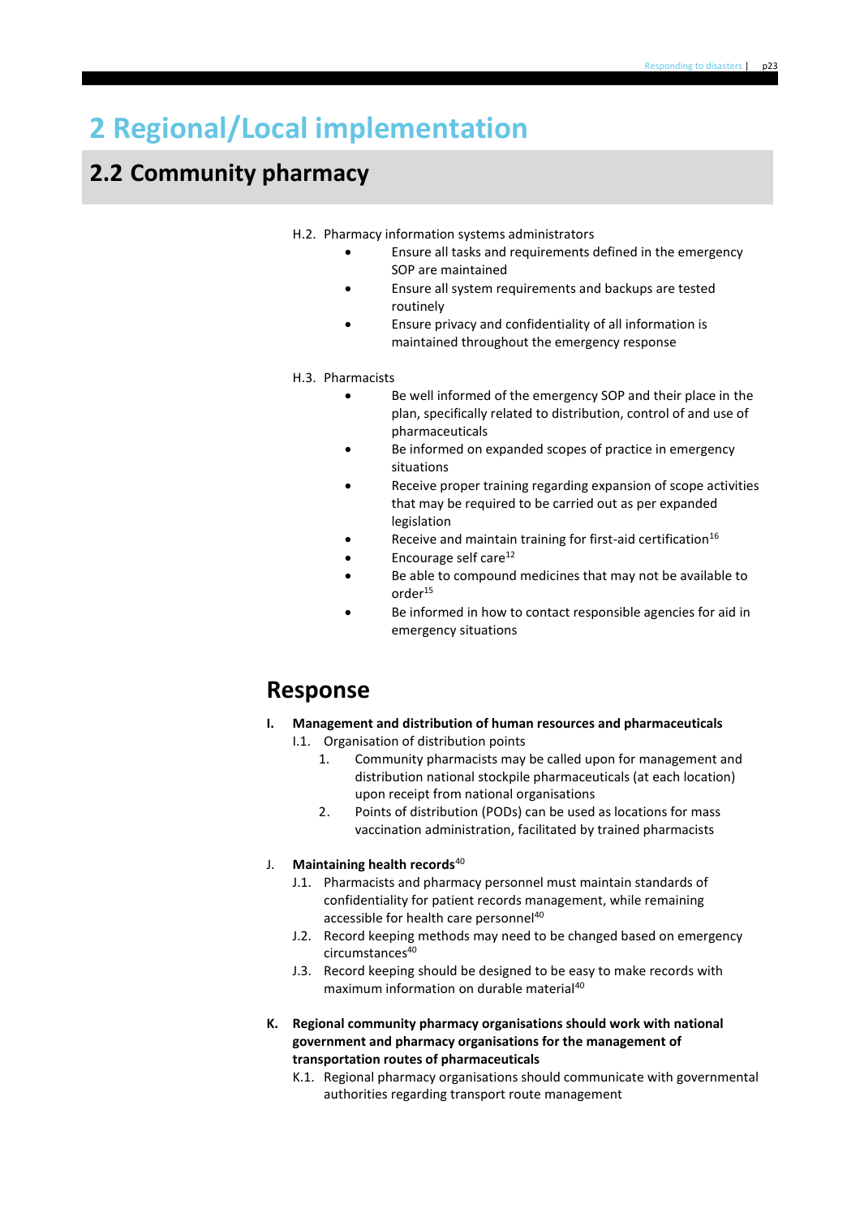# 2 Regional/Local implementation

## 2.2 Community pharmacy

H.2. Pharmacy information systems administrators

- Ensure all tasks and requirements defined in the emergency SOP are maintained
- Ensure all system requirements and backups are tested routinely
- Ensure privacy and confidentiality of all information is maintained throughout the emergency response

H.3. Pharmacists

- Be well informed of the emergency SOP and their place in the plan, specifically related to distribution, control of and use of pharmaceuticals
- Be informed on expanded scopes of practice in emergency situations
- Receive proper training regarding expansion of scope activities that may be required to be carried out as per expanded legislation
- Receive and maintain training for first-aid certification[16]
- Encourage self care[12]
- Be able to compound medicines that may not be available to order[15]
- Be informed in how to contact responsible agencies for aid in emergency situations

## Response

**I. Management and distribution of human resources and pharmaceuticals**

I.1. Organisation of distribution points

1. Community pharmacists may be called upon for management and distribution national stockpile pharmaceuticals (at each location) upon receipt from national organisations
2. Points of distribution (PODs) can be used as locations for mass vaccination administration, facilitated by trained pharmacists

**J. Maintaining health records**[40]

J.1. Pharmacists and pharmacy personnel must maintain standards of confidentiality for patient records management, while remaining accessible for health care personnel[40]

J.2. Record keeping methods may need to be changed based on emergency circumstances[40]

J.3. Record keeping should be designed to be easy to make records with maximum information on durable material[40]

**K. Regional community pharmacy organisations should work with national government and pharmacy organisations for the management of transportation routes of pharmaceuticals**

K.1. Regional pharmacy organisations should communicate with governmental authorities regarding transport route management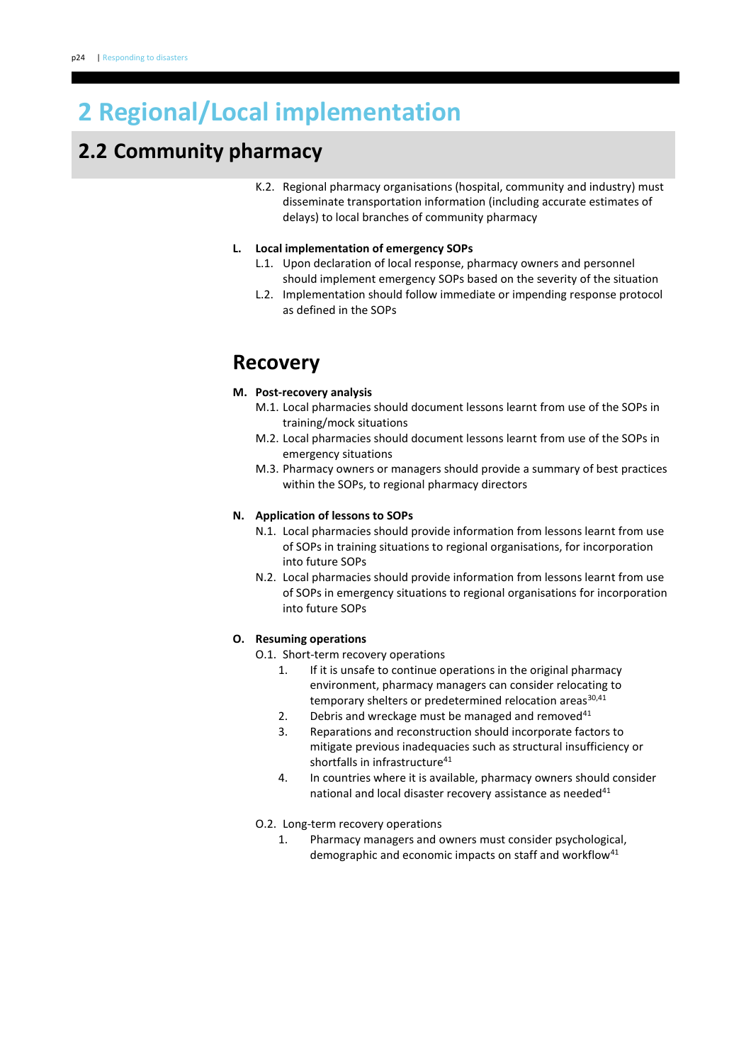# 2 Regional/Local implementation

## 2.2 Community pharmacy

K.2. Regional pharmacy organisations (hospital, community and industry) must disseminate transportation information (including accurate estimates of delays) to local branches of community pharmacy

**L. Local implementation of emergency SOPs**

L.1. Upon declaration of local response, pharmacy owners and personnel should implement emergency SOPs based on the severity of the situation

L.2. Implementation should follow immediate or impending response protocol as defined in the SOPs

## Recovery

**M. Post-recovery analysis**

M.1. Local pharmacies should document lessons learnt from use of the SOPs in training/mock situations

M.2. Local pharmacies should document lessons learnt from use of the SOPs in emergency situations

M.3. Pharmacy owners or managers should provide a summary of best practices within the SOPs, to regional pharmacy directors

**N. Application of lessons to SOPs**

N.1. Local pharmacies should provide information from lessons learnt from use of SOPs in training situations to regional organisations, for incorporation into future SOPs

N.2. Local pharmacies should provide information from lessons learnt from use of SOPs in emergency situations to regional organisations for incorporation into future SOPs

**O. Resuming operations**

O.1. Short-term recovery operations

1. If it is unsafe to continue operations in the original pharmacy environment, pharmacy managers can consider relocating to temporary shelters or predetermined relocation areas[30,41]
2. Debris and wreckage must be managed and removed[41]
3. Reparations and reconstruction should incorporate factors to mitigate previous inadequacies such as structural insufficiency or shortfalls in infrastructure[41]
4. In countries where it is available, pharmacy owners should consider national and local disaster recovery assistance as needed[41]

O.2. Long-term recovery operations

1. Pharmacy managers and owners must consider psychological, demographic and economic impacts on staff and workflow[41]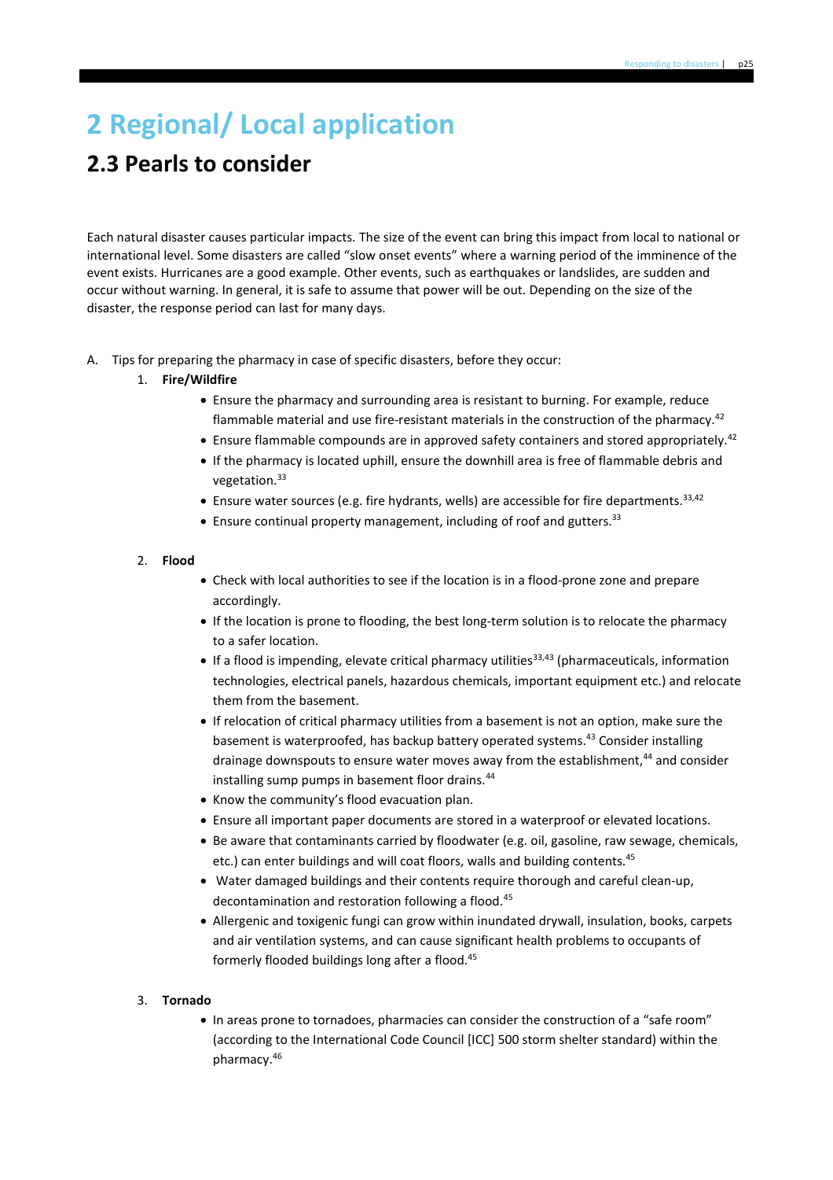# 2 Regional/ Local application

## 2.3 Pearls to consider

Each natural disaster causes particular impacts. The size of the event can bring this impact from local to national or international level. Some disasters are called "slow onset events" where a warning period of the imminence of the event exists. Hurricanes are a good example. Other events, such as earthquakes or landslides, are sudden and occur without warning. In general, it is safe to assume that power will be out. Depending on the size of the disaster, the response period can last for many days.

A. Tips for preparing the pharmacy in case of specific disasters, before they occur:

1. **Fire/Wildfire**
    - Ensure the pharmacy and surrounding area is resistant to burning. For example, reduce flammable material and use fire-resistant materials in the construction of the pharmacy.[42]
    - Ensure flammable compounds are in approved safety containers and stored appropriately.[42]
    - If the pharmacy is located uphill, ensure the downhill area is free of flammable debris and vegetation.[33]
    - Ensure water sources (e.g. fire hydrants, wells) are accessible for fire departments.[33,42]
    - Ensure continual property management, including of roof and gutters.[33]

2. **Flood**
    - Check with local authorities to see if the location is in a flood-prone zone and prepare accordingly.
    - If the location is prone to flooding, the best long-term solution is to relocate the pharmacy to a safer location.
    - If a flood is impending, elevate critical pharmacy utilities[33,43] (pharmaceuticals, information technologies, electrical panels, hazardous chemicals, important equipment etc.) and relocate them from the basement.
    - If relocation of critical pharmacy utilities from a basement is not an option, make sure the basement is waterproofed, has backup battery operated systems.[43] Consider installing drainage downspouts to ensure water moves away from the establishment,[44] and consider installing sump pumps in basement floor drains.[44]
    - Know the community's flood evacuation plan.
    - Ensure all important paper documents are stored in a waterproof or elevated locations.
    - Be aware that contaminants carried by floodwater (e.g. oil, gasoline, raw sewage, chemicals, etc.) can enter buildings and will coat floors, walls and building contents.[45]
    - Water damaged buildings and their contents require thorough and careful clean-up, decontamination and restoration following a flood.[45]
    - Allergenic and toxigenic fungi can grow within inundated drywall, insulation, books, carpets and air ventilation systems, and can cause significant health problems to occupants of formerly flooded buildings long after a flood.[45]

3. **Tornado**
    - In areas prone to tornadoes, pharmacies can consider the construction of a "safe room" (according to the International Code Council [ICC] 500 storm shelter standard) within the pharmacy.[46]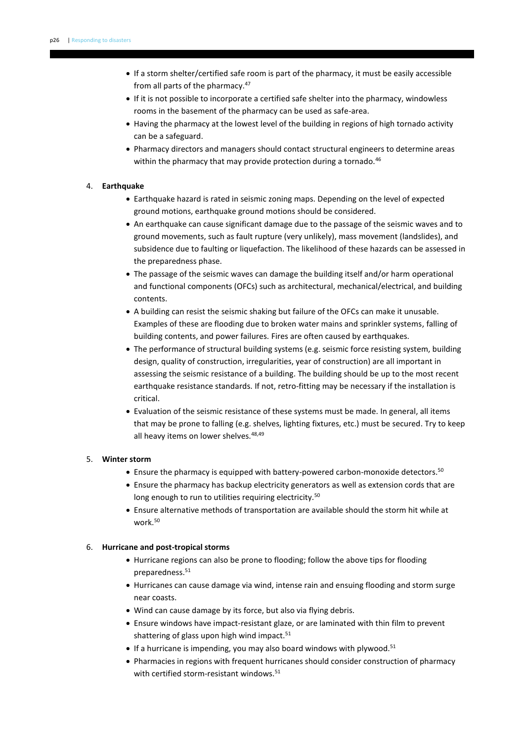- If a storm shelter/certified safe room is part of the pharmacy, it must be easily accessible from all parts of the pharmacy.[47]
- If it is not possible to incorporate a certified safe shelter into the pharmacy, windowless rooms in the basement of the pharmacy can be used as safe-area.
- Having the pharmacy at the lowest level of the building in regions of high tornado activity can be a safeguard.
- Pharmacy directors and managers should contact structural engineers to determine areas within the pharmacy that may provide protection during a tornado.[46]

4. **Earthquake**
    - Earthquake hazard is rated in seismic zoning maps. Depending on the level of expected ground motions, earthquake ground motions should be considered.
    - An earthquake can cause significant damage due to the passage of the seismic waves and to ground movements, such as fault rupture (very unlikely), mass movement (landslides), and subsidence due to faulting or liquefaction. The likelihood of these hazards can be assessed in the preparedness phase.
    - The passage of the seismic waves can damage the building itself and/or harm operational and functional components (OFCs) such as architectural, mechanical/electrical, and building contents.
    - A building can resist the seismic shaking but failure of the OFCs can make it unusable. Examples of these are flooding due to broken water mains and sprinkler systems, falling of building contents, and power failures. Fires are often caused by earthquakes.
    - The performance of structural building systems (e.g. seismic force resisting system, building design, quality of construction, irregularities, year of construction) are all important in assessing the seismic resistance of a building. The building should be up to the most recent earthquake resistance standards. If not, retro-fitting may be necessary if the installation is critical.
    - Evaluation of the seismic resistance of these systems must be made. In general, all items that may be prone to falling (e.g. shelves, lighting fixtures, etc.) must be secured. Try to keep all heavy items on lower shelves.[48,49]

5. **Winter storm**
    - Ensure the pharmacy is equipped with battery-powered carbon-monoxide detectors.[50]
    - Ensure the pharmacy has backup electricity generators as well as extension cords that are long enough to run to utilities requiring electricity.[50]
    - Ensure alternative methods of transportation are available should the storm hit while at work.[50]

6. **Hurricane and post-tropical storms**
    - Hurricane regions can also be prone to flooding; follow the above tips for flooding preparedness.[51]
    - Hurricanes can cause damage via wind, intense rain and ensuing flooding and storm surge near coasts.
    - Wind can cause damage by its force, but also via flying debris.
    - Ensure windows have impact-resistant glaze, or are laminated with thin film to prevent shattering of glass upon high wind impact.[51]
    - If a hurricane is impending, you may also board windows with plywood.[51]
    - Pharmacies in regions with frequent hurricanes should consider construction of pharmacy with certified storm-resistant windows.[51]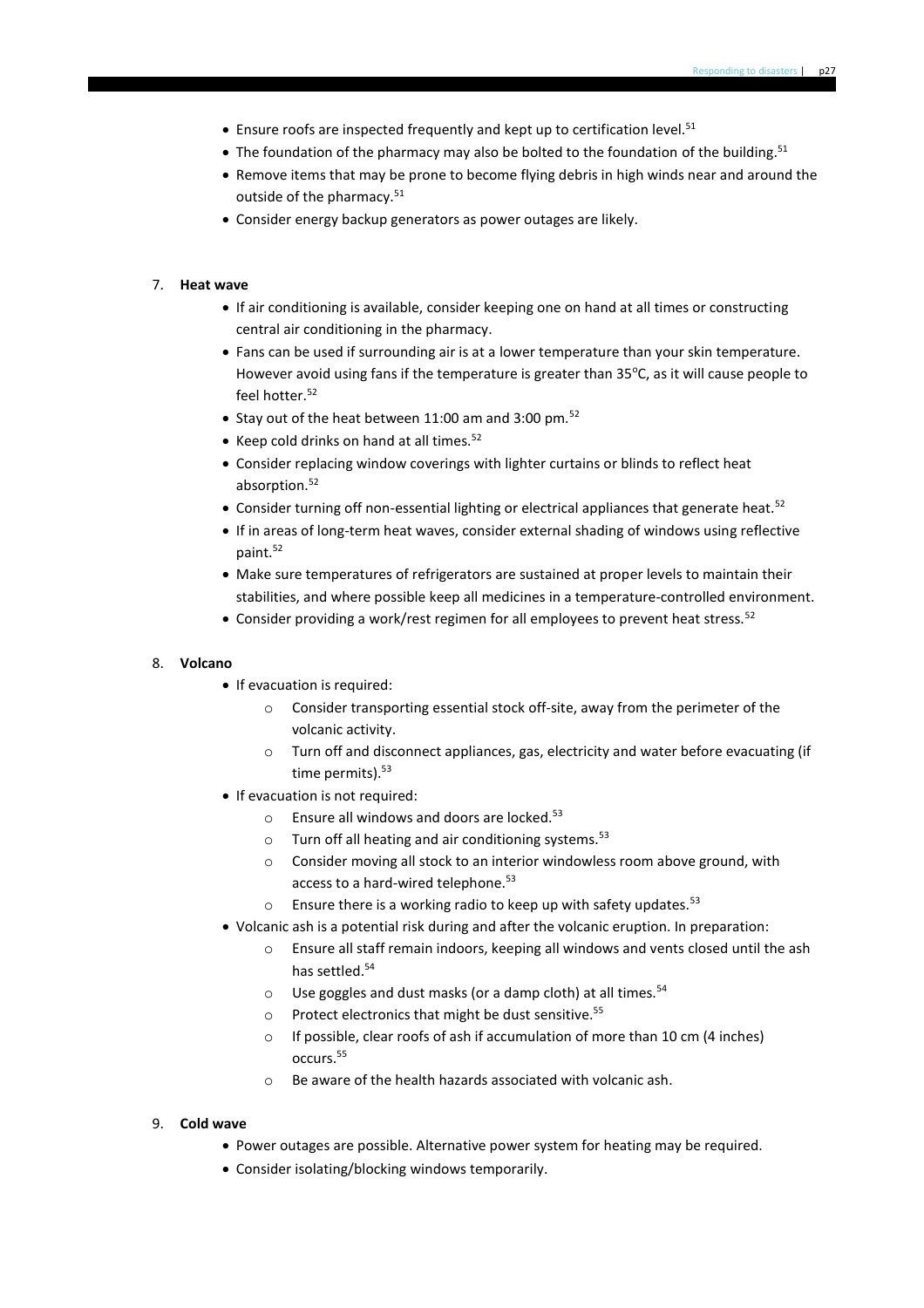- Ensure roofs are inspected frequently and kept up to certification level.[51]
- The foundation of the pharmacy may also be bolted to the foundation of the building.[51]
- Remove items that may be prone to become flying debris in high winds near and around the outside of the pharmacy.[51]
- Consider energy backup generators as power outages are likely.

7. **Heat wave**
   - If air conditioning is available, consider keeping one on hand at all times or constructing central air conditioning in the pharmacy.
   - Fans can be used if surrounding air is at a lower temperature than your skin temperature. However avoid using fans if the temperature is greater than 35°C, as it will cause people to feel hotter.[52]
   - Stay out of the heat between 11:00 am and 3:00 pm.[52]
   - Keep cold drinks on hand at all times.[52]
   - Consider replacing window coverings with lighter curtains or blinds to reflect heat absorption.[52]
   - Consider turning off non-essential lighting or electrical appliances that generate heat.[52]
   - If in areas of long-term heat waves, consider external shading of windows using reflective paint.[52]
   - Make sure temperatures of refrigerators are sustained at proper levels to maintain their stabilities, and where possible keep all medicines in a temperature-controlled environment.
   - Consider providing a work/rest regimen for all employees to prevent heat stress.[52]

8. **Volcano**
   - If evacuation is required:
     - Consider transporting essential stock off-site, away from the perimeter of the volcanic activity.
     - Turn off and disconnect appliances, gas, electricity and water before evacuating (if time permits).[53]
   - If evacuation is not required:
     - Ensure all windows and doors are locked.[53]
     - Turn off all heating and air conditioning systems.[53]
     - Consider moving all stock to an interior windowless room above ground, with access to a hard-wired telephone.[53]
     - Ensure there is a working radio to keep up with safety updates.[53]
   - Volcanic ash is a potential risk during and after the volcanic eruption. In preparation:
     - Ensure all staff remain indoors, keeping all windows and vents closed until the ash has settled.[54]
     - Use goggles and dust masks (or a damp cloth) at all times.[54]
     - Protect electronics that might be dust sensitive.[55]
     - If possible, clear roofs of ash if accumulation of more than 10 cm (4 inches) occurs.[55]
     - Be aware of the health hazards associated with volcanic ash.

9. **Cold wave**
   - Power outages are possible. Alternative power system for heating may be required.
   - Consider isolating/blocking windows temporarily.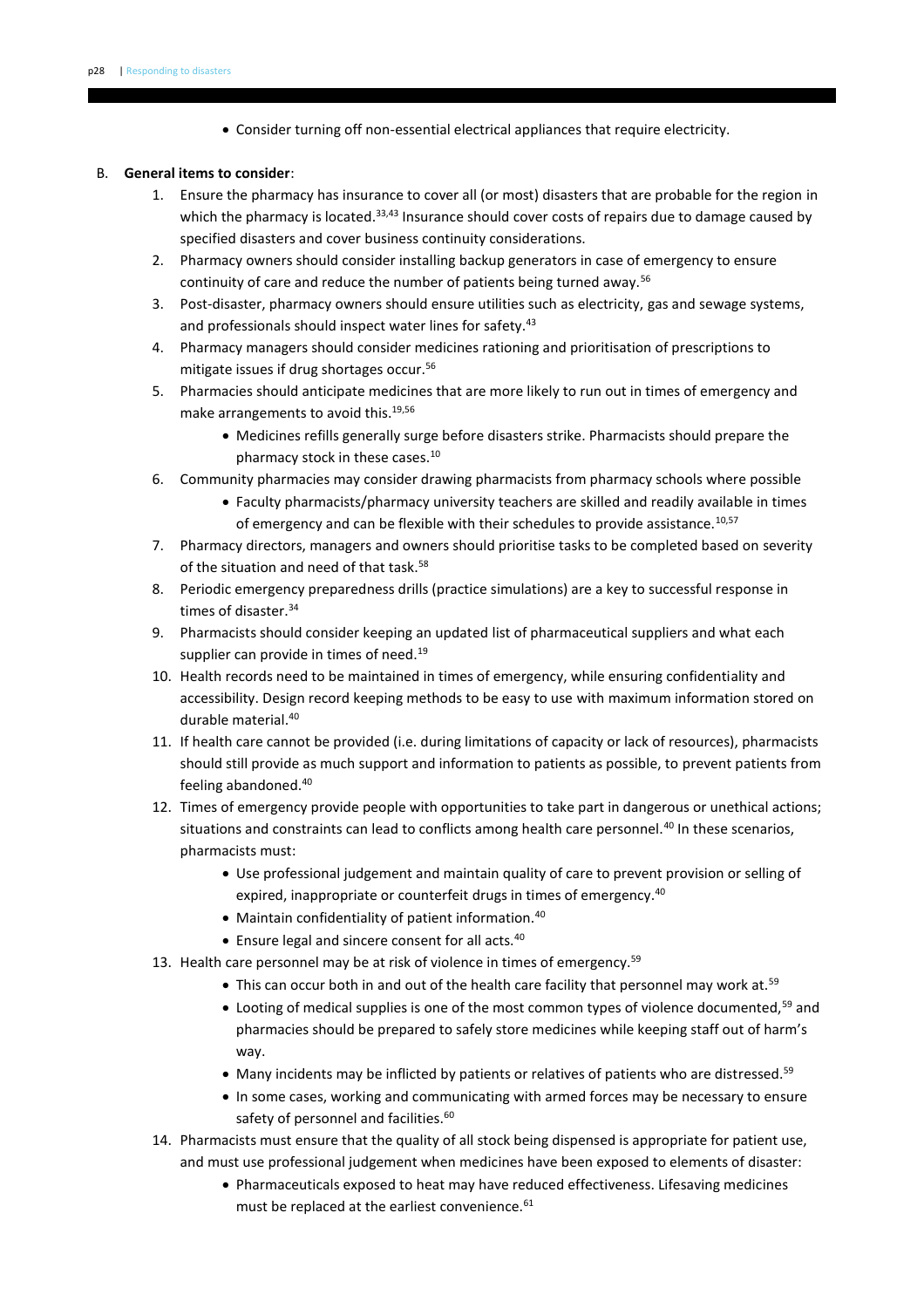- Consider turning off non-essential electrical appliances that require electricity.

B. **General items to consider**:

1. Ensure the pharmacy has insurance to cover all (or most) disasters that are probable for the region in which the pharmacy is located.[33,43] Insurance should cover costs of repairs due to damage caused by specified disasters and cover business continuity considerations.
2. Pharmacy owners should consider installing backup generators in case of emergency to ensure continuity of care and reduce the number of patients being turned away.[56]
3. Post-disaster, pharmacy owners should ensure utilities such as electricity, gas and sewage systems, and professionals should inspect water lines for safety.[43]
4. Pharmacy managers should consider medicines rationing and prioritisation of prescriptions to mitigate issues if drug shortages occur.[56]
5. Pharmacies should anticipate medicines that are more likely to run out in times of emergency and make arrangements to avoid this.[19,56]
    - Medicines refills generally surge before disasters strike. Pharmacists should prepare the pharmacy stock in these cases.[10]
6. Community pharmacies may consider drawing pharmacists from pharmacy schools where possible
    - Faculty pharmacists/pharmacy university teachers are skilled and readily available in times of emergency and can be flexible with their schedules to provide assistance.[10,57]
7. Pharmacy directors, managers and owners should prioritise tasks to be completed based on severity of the situation and need of that task.[58]
8. Periodic emergency preparedness drills (practice simulations) are a key to successful response in times of disaster.[34]
9. Pharmacists should consider keeping an updated list of pharmaceutical suppliers and what each supplier can provide in times of need.[19]
10. Health records need to be maintained in times of emergency, while ensuring confidentiality and accessibility. Design record keeping methods to be easy to use with maximum information stored on durable material.[40]
11. If health care cannot be provided (i.e. during limitations of capacity or lack of resources), pharmacists should still provide as much support and information to patients as possible, to prevent patients from feeling abandoned.[40]
12. Times of emergency provide people with opportunities to take part in dangerous or unethical actions; situations and constraints can lead to conflicts among health care personnel.[40] In these scenarios, pharmacists must:
    - Use professional judgement and maintain quality of care to prevent provision or selling of expired, inappropriate or counterfeit drugs in times of emergency.[40]
    - Maintain confidentiality of patient information.[40]
    - Ensure legal and sincere consent for all acts.[40]
13. Health care personnel may be at risk of violence in times of emergency.[59]
    - This can occur both in and out of the health care facility that personnel may work at.[59]
    - Looting of medical supplies is one of the most common types of violence documented,[59] and pharmacies should be prepared to safely store medicines while keeping staff out of harm's way.
    - Many incidents may be inflicted by patients or relatives of patients who are distressed.[59]
    - In some cases, working and communicating with armed forces may be necessary to ensure safety of personnel and facilities.[60]
14. Pharmacists must ensure that the quality of all stock being dispensed is appropriate for patient use, and must use professional judgement when medicines have been exposed to elements of disaster:
    - Pharmaceuticals exposed to heat may have reduced effectiveness. Lifesaving medicines must be replaced at the earliest convenience.[61]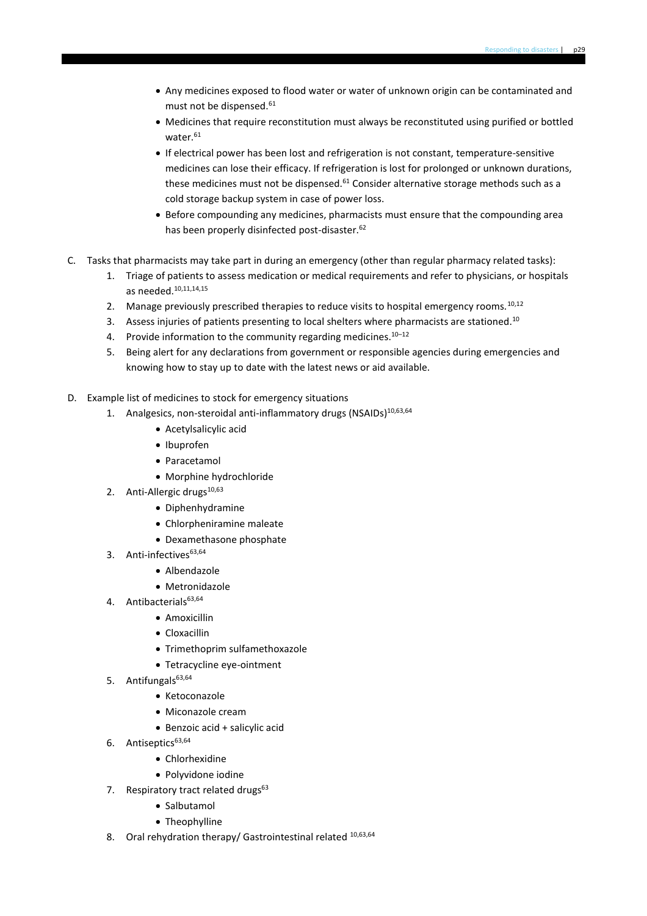- Any medicines exposed to flood water or water of unknown origin can be contaminated and must not be dispensed.[61]
- Medicines that require reconstitution must always be reconstituted using purified or bottled water.[61]
- If electrical power has been lost and refrigeration is not constant, temperature-sensitive medicines can lose their efficacy. If refrigeration is lost for prolonged or unknown durations, these medicines must not be dispensed.[61] Consider alternative storage methods such as a cold storage backup system in case of power loss.
- Before compounding any medicines, pharmacists must ensure that the compounding area has been properly disinfected post-disaster.[62]

C. Tasks that pharmacists may take part in during an emergency (other than regular pharmacy related tasks):

1. Triage of patients to assess medication or medical requirements and refer to physicians, or hospitals as needed.[10,11,14,15]
2. Manage previously prescribed therapies to reduce visits to hospital emergency rooms.[10,12]
3. Assess injuries of patients presenting to local shelters where pharmacists are stationed.[10]
4. Provide information to the community regarding medicines.[10–12]
5. Being alert for any declarations from government or responsible agencies during emergencies and knowing how to stay up to date with the latest news or aid available.

D. Example list of medicines to stock for emergency situations

1. Analgesics, non-steroidal anti-inflammatory drugs (NSAIDs)[10,63,64]
   - Acetylsalicylic acid
   - Ibuprofen
   - Paracetamol
   - Morphine hydrochloride
2. Anti-Allergic drugs[10,63]
   - Diphenhydramine
   - Chlorpheniramine maleate
   - Dexamethasone phosphate
3. Anti-infectives[63,64]
   - Albendazole
   - Metronidazole
4. Antibacterials[63,64]
   - Amoxicillin
   - Cloxacillin
   - Trimethoprim sulfamethoxazole
   - Tetracycline eye-ointment
5. Antifungals[63,64]
   - Ketoconazole
   - Miconazole cream
   - Benzoic acid + salicylic acid
6. Antiseptics[63,64]
   - Chlorhexidine
   - Polyvidone iodine
7. Respiratory tract related drugs[63]
   - Salbutamol
   - Theophylline
8. Oral rehydration therapy/ Gastrointestinal related [10,63,64]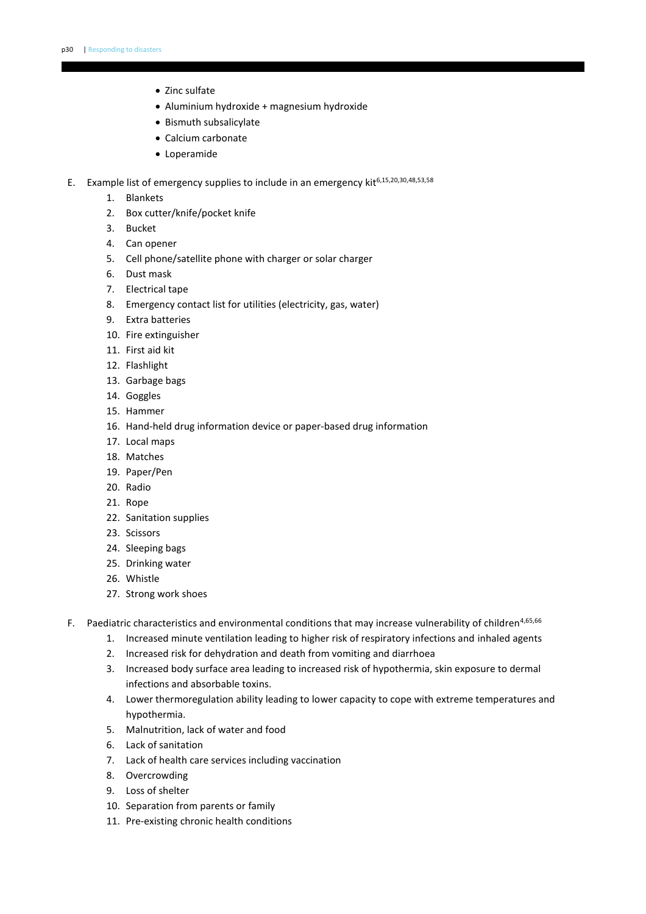- Zinc sulfate
- Aluminium hydroxide + magnesium hydroxide
- Bismuth subsalicylate
- Calcium carbonate
- Loperamide

E. Example list of emergency supplies to include in an emergency kit[6,15,20,30,48,53,58]

1. Blankets
2. Box cutter/knife/pocket knife
3. Bucket
4. Can opener
5. Cell phone/satellite phone with charger or solar charger
6. Dust mask
7. Electrical tape
8. Emergency contact list for utilities (electricity, gas, water)
9. Extra batteries
10. Fire extinguisher
11. First aid kit
12. Flashlight
13. Garbage bags
14. Goggles
15. Hammer
16. Hand-held drug information device or paper-based drug information
17. Local maps
18. Matches
19. Paper/Pen
20. Radio
21. Rope
22. Sanitation supplies
23. Scissors
24. Sleeping bags
25. Drinking water
26. Whistle
27. Strong work shoes

F. Paediatric characteristics and environmental conditions that may increase vulnerability of children[4,65,66]

1. Increased minute ventilation leading to higher risk of respiratory infections and inhaled agents
2. Increased risk for dehydration and death from vomiting and diarrhoea
3. Increased body surface area leading to increased risk of hypothermia, skin exposure to dermal infections and absorbable toxins.
4. Lower thermoregulation ability leading to lower capacity to cope with extreme temperatures and hypothermia.
5. Malnutrition, lack of water and food
6. Lack of sanitation
7. Lack of health care services including vaccination
8. Overcrowding
9. Loss of shelter
10. Separation from parents or family
11. Pre-existing chronic health conditions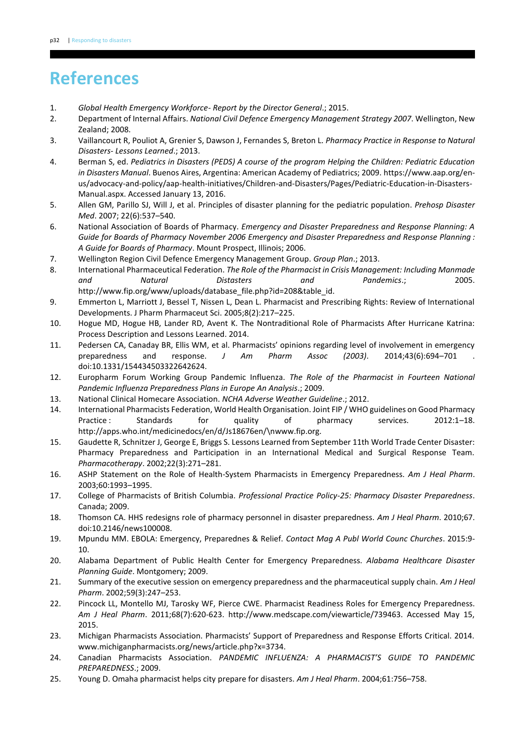# References

1. *Global Health Emergency Workforce- Report by the Director General*.; 2015.
2. Department of Internal Affairs. *National Civil Defence Emergency Management Strategy 2007*. Wellington, New Zealand; 2008.
3. Vaillancourt R, Pouliot A, Grenier S, Dawson J, Fernandes S, Breton L. *Pharmacy Practice in Response to Natural Disasters- Lessons Learned*.; 2013.
4. Berman S, ed. *Pediatrics in Disasters (PEDS) A course of the program Helping the Children: Pediatric Education in Disasters Manual*. Buenos Aires, Argentina: American Academy of Pediatrics; 2009. https://www.aap.org/en-us/advocacy-and-policy/aap-health-initiatives/Children-and-Disasters/Pages/Pediatric-Education-in-Disasters-Manual.aspx. Accessed January 13, 2016.
5. Allen GM, Parillo SJ, Will J, et al. Principles of disaster planning for the pediatric population. *Prehosp Disaster Med*. 2007; 22(6):537–540.
6. National Association of Boards of Pharmacy. *Emergency and Disaster Preparedness and Response Planning: A Guide for Boards of Pharmacy November 2006 Emergency and Disaster Preparedness and Response Planning : A Guide for Boards of Pharmacy*. Mount Prospect, Illinois; 2006.
7. Wellington Region Civil Defence Emergency Management Group. *Group Plan*.; 2013.
8. International Pharmaceutical Federation. *The Role of the Pharmacist in Crisis Management: Including Manmade and Natural Distasters and Pandemics*.; 2005. http://www.fip.org/www/uploads/database_file.php?id=208&table_id.
9. Emmerton L, Marriott J, Bessel T, Nissen L, Dean L. Pharmacist and Prescribing Rights: Review of International Developments. J Pharm Pharmaceut Sci. 2005;8(2):217–225.
10. Hogue MD, Hogue HB, Lander RD, Avent K. The Nontraditional Role of Pharmacists After Hurricane Katrina: Process Description and Lessons Learned. 2014.
11. Pedersen CA, Canaday BR, Ellis WM, et al. Pharmacists' opinions regarding level of involvement in emergency preparedness and response. *J Am Pharm Assoc (2003)*. 2014;43(6):694–701 . doi:10.1331/154434503322642624.
12. Europharm Forum Working Group Pandemic Influenza. *The Role of the Pharmacist in Fourteen National Pandemic Influenza Preparedness Plans in Europe An Analysis*.; 2009.
13. National Clinical Homecare Association. *NCHA Adverse Weather Guideline*.; 2012.
14. International Pharmacists Federation, World Health Organisation. Joint FIP / WHO guidelines on Good Pharmacy Practice : Standards for quality of pharmacy services. 2012:1–18. http://apps.who.int/medicinedocs/en/d/Js18676en/\nwww.fip.org.
15. Gaudette R, Schnitzer J, George E, Briggs S. Lessons Learned from September 11th World Trade Center Disaster: Pharmacy Preparedness and Participation in an International Medical and Surgical Response Team. *Pharmacotherapy*. 2002;22(3):271–281.
16. ASHP Statement on the Role of Health-System Pharmacists in Emergency Preparedness. *Am J Heal Pharm*. 2003;60:1993–1995.
17. College of Pharmacists of British Columbia. *Professional Practice Policy-25: Pharmacy Disaster Preparedness*. Canada; 2009.
18. Thomson CA. HHS redesigns role of pharmacy personnel in disaster preparedness. *Am J Heal Pharm*. 2010;67. doi:10.2146/news100008.
19. Mpundu MM. EBOLA: Emergency, Preparednes & Relief. *Contact Mag A Publ World Counc Churches*. 2015:9-10.
20. Alabama Department of Public Health Center for Emergency Preparedness. *Alabama Healthcare Disaster Planning Guide*. Montgomery; 2009.
21. Summary of the executive session on emergency preparedness and the pharmaceutical supply chain. *Am J Heal Pharm*. 2002;59(3):247–253.
22. Pincock LL, Montello MJ, Tarosky WF, Pierce CWE. Pharmacist Readiness Roles for Emergency Preparedness. *Am J Heal Pharm*. 2011;68(7):620-623. http://www.medscape.com/viewarticle/739463. Accessed May 15, 2015.
23. Michigan Pharmacists Association. Pharmacists' Support of Preparedness and Response Efforts Critical. 2014. www.michiganpharmacists.org/news/article.php?x=3734.
24. Canadian Pharmacists Association. *PANDEMIC INFLUENZA: A PHARMACIST'S GUIDE TO PANDEMIC PREPAREDNESS*.; 2009.
25. Young D. Omaha pharmacist helps city prepare for disasters. *Am J Heal Pharm*. 2004;61:756–758.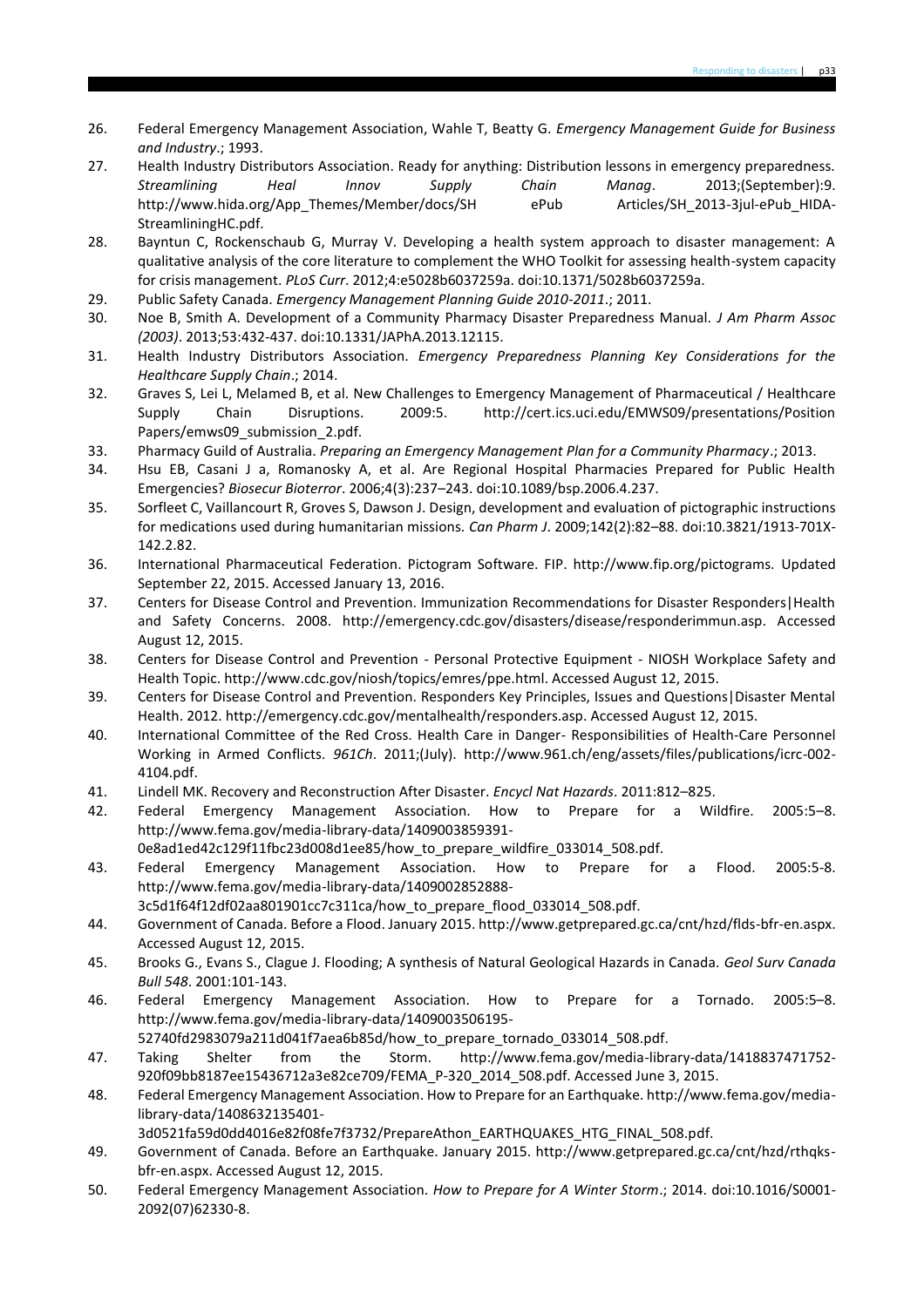26. Federal Emergency Management Association, Wahle T, Beatty G. *Emergency Management Guide for Business and Industry*.; 1993.
27. Health Industry Distributors Association. Ready for anything: Distribution lessons in emergency preparedness. *Streamlining Heal Innov Supply Chain Manag*. 2013;(September):9. http://www.hida.org/App_Themes/Member/docs/SH ePub Articles/SH_2013-3jul-ePub_HIDA-StreamliningHC.pdf.
28. Bayntun C, Rockenschaub G, Murray V. Developing a health system approach to disaster management: A qualitative analysis of the core literature to complement the WHO Toolkit for assessing health-system capacity for crisis management. *PLoS Curr*. 2012;4:e5028b6037259a. doi:10.1371/5028b6037259a.
29. Public Safety Canada. *Emergency Management Planning Guide 2010-2011*.; 2011.
30. Noe B, Smith A. Development of a Community Pharmacy Disaster Preparedness Manual. *J Am Pharm Assoc (2003)*. 2013;53:432-437. doi:10.1331/JAPhA.2013.12115.
31. Health Industry Distributors Association. *Emergency Preparedness Planning Key Considerations for the Healthcare Supply Chain*.; 2014.
32. Graves S, Lei L, Melamed B, et al. New Challenges to Emergency Management of Pharmaceutical / Healthcare Supply Chain Disruptions. 2009:5. http://cert.ics.uci.edu/EMWS09/presentations/Position Papers/emws09_submission_2.pdf.
33. Pharmacy Guild of Australia. *Preparing an Emergency Management Plan for a Community Pharmacy*.; 2013.
34. Hsu EB, Casani J a, Romanosky A, et al. Are Regional Hospital Pharmacies Prepared for Public Health Emergencies? *Biosecur Bioterror*. 2006;4(3):237–243. doi:10.1089/bsp.2006.4.237.
35. Sorfleet C, Vaillancourt R, Groves S, Dawson J. Design, development and evaluation of pictographic instructions for medications used during humanitarian missions. *Can Pharm J*. 2009;142(2):82–88. doi:10.3821/1913-701X-142.2.82.
36. International Pharmaceutical Federation. Pictogram Software. FIP. http://www.fip.org/pictograms. Updated September 22, 2015. Accessed January 13, 2016.
37. Centers for Disease Control and Prevention. Immunization Recommendations for Disaster Responders|Health and Safety Concerns. 2008. http://emergency.cdc.gov/disasters/disease/responderimmun.asp. Accessed August 12, 2015.
38. Centers for Disease Control and Prevention - Personal Protective Equipment - NIOSH Workplace Safety and Health Topic. http://www.cdc.gov/niosh/topics/emres/ppe.html. Accessed August 12, 2015.
39. Centers for Disease Control and Prevention. Responders Key Principles, Issues and Questions|Disaster Mental Health. 2012. http://emergency.cdc.gov/mentalhealth/responders.asp. Accessed August 12, 2015.
40. International Committee of the Red Cross. Health Care in Danger- Responsibilities of Health-Care Personnel Working in Armed Conflicts. *961Ch*. 2011;(July). http://www.961.ch/eng/assets/files/publications/icrc-002-4104.pdf.
41. Lindell MK. Recovery and Reconstruction After Disaster. *Encycl Nat Hazards*. 2011:812–825.
42. Federal Emergency Management Association. How to Prepare for a Wildfire. 2005:5–8. http://www.fema.gov/media-library-data/1409003859391-0e8ad1ed42c129f11fbc23d008d1ee85/how_to_prepare_wildfire_033014_508.pdf.
43. Federal Emergency Management Association. How to Prepare for a Flood. 2005:5-8. http://www.fema.gov/media-library-data/1409002852888-3c5d1f64f12df02aa801901cc7c311ca/how_to_prepare_flood_033014_508.pdf.
44. Government of Canada. Before a Flood. January 2015. http://www.getprepared.gc.ca/cnt/hzd/flds-bfr-en.aspx. Accessed August 12, 2015.
45. Brooks G., Evans S., Clague J. Flooding; A synthesis of Natural Geological Hazards in Canada. *Geol Surv Canada Bull 548*. 2001:101-143.
46. Federal Emergency Management Association. How to Prepare for a Tornado. 2005:5–8. http://www.fema.gov/media-library-data/1409003506195-52740fd2983079a211d041f7aea6b85d/how_to_prepare_tornado_033014_508.pdf.
47. Taking Shelter from the Storm. http://www.fema.gov/media-library-data/1418837471752-920f09bb8187ee15436712a3e82ce709/FEMA_P-320_2014_508.pdf. Accessed June 3, 2015.
48. Federal Emergency Management Association. How to Prepare for an Earthquake. http://www.fema.gov/media-library-data/1408632135401-3d0521fa59d0dd4016e82f08fe7f3732/PrepareAthon_EARTHQUAKES_HTG_FINAL_508.pdf.
49. Government of Canada. Before an Earthquake. January 2015. http://www.getprepared.gc.ca/cnt/hzd/rthqks-bfr-en.aspx. Accessed August 12, 2015.
50. Federal Emergency Management Association. *How to Prepare for A Winter Storm*.; 2014. doi:10.1016/S0001-2092(07)62330-8.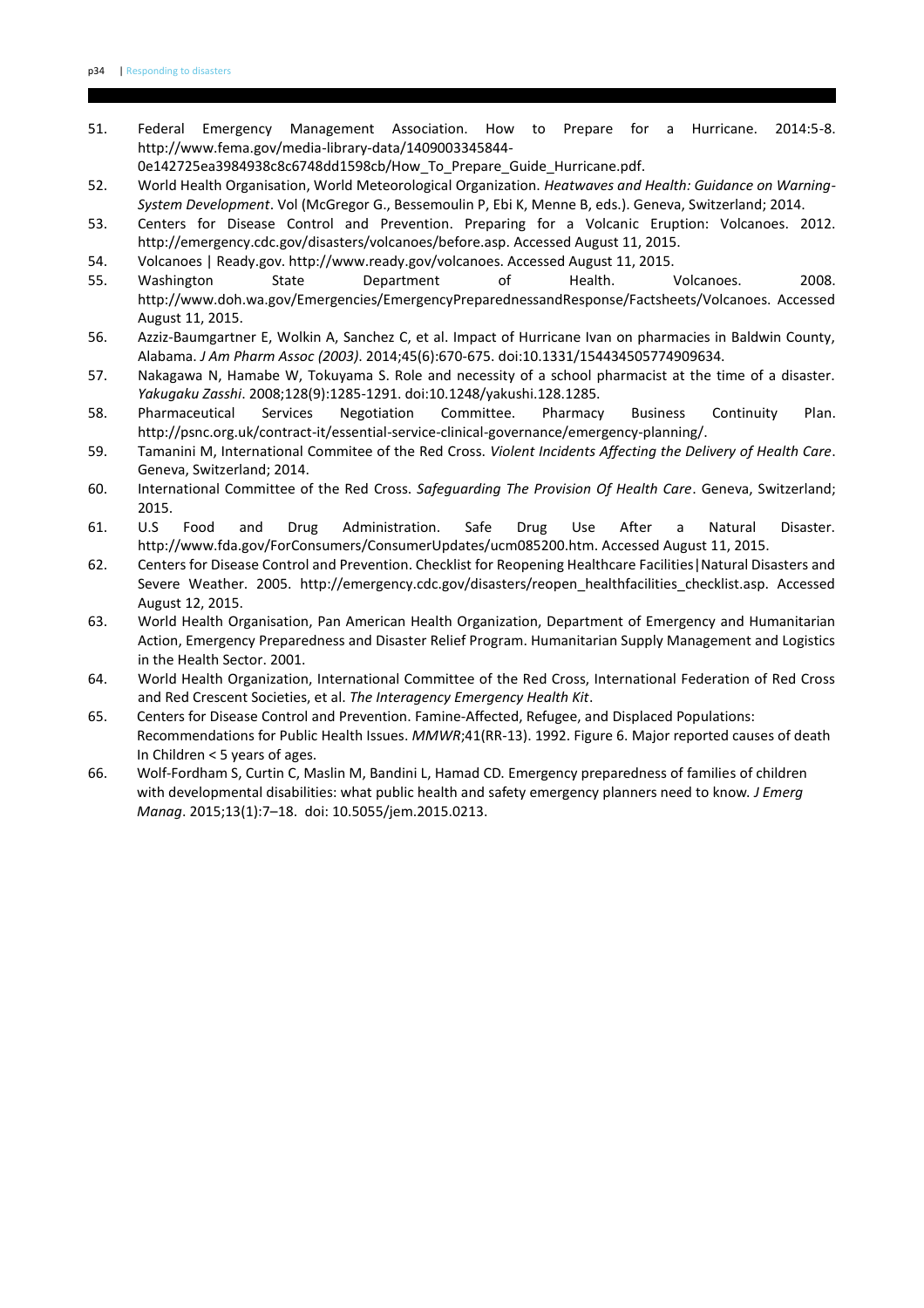51. Federal Emergency Management Association. How to Prepare for a Hurricane. 2014:5-8. http://www.fema.gov/media-library-data/1409003345844-0e142725ea3984938c8c6748dd1598cb/How_To_Prepare_Guide_Hurricane.pdf.
52. World Health Organisation, World Meteorological Organization. *Heatwaves and Health: Guidance on Warning-System Development*. Vol (McGregor G., Bessemoulin P, Ebi K, Menne B, eds.). Geneva, Switzerland; 2014.
53. Centers for Disease Control and Prevention. Preparing for a Volcanic Eruption: Volcanoes. 2012. http://emergency.cdc.gov/disasters/volcanoes/before.asp. Accessed August 11, 2015.
54. Volcanoes | Ready.gov. http://www.ready.gov/volcanoes. Accessed August 11, 2015.
55. Washington State Department of Health. Volcanoes. 2008. http://www.doh.wa.gov/Emergencies/EmergencyPreparednessandResponse/Factsheets/Volcanoes. Accessed August 11, 2015.
56. Azziz-Baumgartner E, Wolkin A, Sanchez C, et al. Impact of Hurricane Ivan on pharmacies in Baldwin County, Alabama. *J Am Pharm Assoc (2003)*. 2014;45(6):670-675. doi:10.1331/154434505774909634.
57. Nakagawa N, Hamabe W, Tokuyama S. Role and necessity of a school pharmacist at the time of a disaster. *Yakugaku Zasshi*. 2008;128(9):1285-1291. doi:10.1248/yakushi.128.1285.
58. Pharmaceutical Services Negotiation Committee. Pharmacy Business Continuity Plan. http://psnc.org.uk/contract-it/essential-service-clinical-governance/emergency-planning/.
59. Tamanini M, International Commitee of the Red Cross. *Violent Incidents Affecting the Delivery of Health Care*. Geneva, Switzerland; 2014.
60. International Committee of the Red Cross. *Safeguarding The Provision Of Health Care*. Geneva, Switzerland; 2015.
61. U.S Food and Drug Administration. Safe Drug Use After a Natural Disaster. http://www.fda.gov/ForConsumers/ConsumerUpdates/ucm085200.htm. Accessed August 11, 2015.
62. Centers for Disease Control and Prevention. Checklist for Reopening Healthcare Facilities|Natural Disasters and Severe Weather. 2005. http://emergency.cdc.gov/disasters/reopen_healthfacilities_checklist.asp. Accessed August 12, 2015.
63. World Health Organisation, Pan American Health Organization, Department of Emergency and Humanitarian Action, Emergency Preparedness and Disaster Relief Program. Humanitarian Supply Management and Logistics in the Health Sector. 2001.
64. World Health Organization, International Committee of the Red Cross, International Federation of Red Cross and Red Crescent Societies, et al. *The Interagency Emergency Health Kit*.
65. Centers for Disease Control and Prevention. Famine-Affected, Refugee, and Displaced Populations: Recommendations for Public Health Issues. *MMWR*;41(RR-13). 1992. Figure 6. Major reported causes of death In Children < 5 years of ages.
66. Wolf-Fordham S, Curtin C, Maslin M, Bandini L, Hamad CD. Emergency preparedness of families of children with developmental disabilities: what public health and safety emergency planners need to know. *J Emerg Manag*. 2015;13(1):7–18. doi: 10.5055/jem.2015.0213.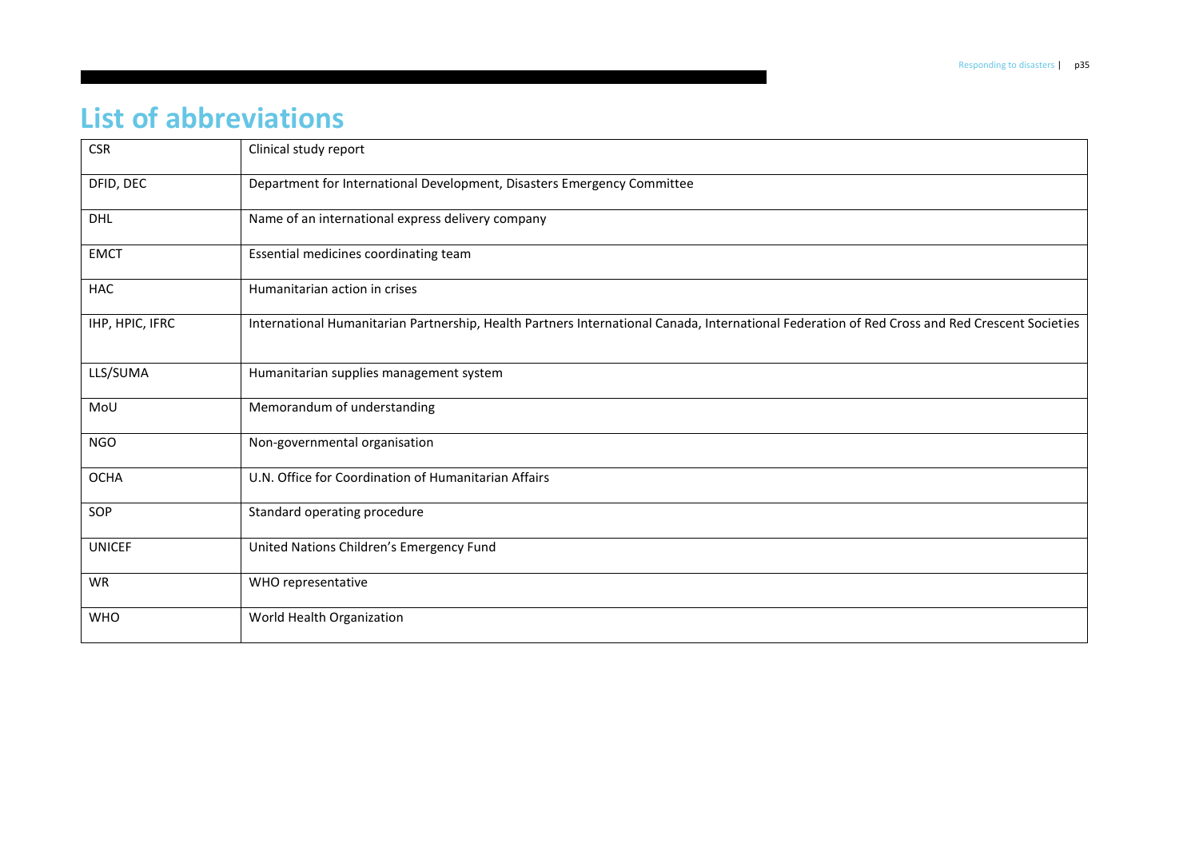# List of abbreviations

| | |
|---|---|
| CSR | Clinical study report |
| DFID, DEC | Department for International Development, Disasters Emergency Committee |
| DHL | Name of an international express delivery company |
| EMCT | Essential medicines coordinating team |
| HAC | Humanitarian action in crises |
| IHP, HPIC, IFRC | International Humanitarian Partnership, Health Partners International Canada, International Federation of Red Cross and Red Crescent Societies |
| LLS/SUMA | Humanitarian supplies management system |
| MoU | Memorandum of understanding |
| NGO | Non-governmental organisation |
| OCHA | U.N. Office for Coordination of Humanitarian Affairs |
| SOP | Standard operating procedure |
| UNICEF | United Nations Children's Emergency Fund |
| WR | WHO representative |
| WHO | World Health Organization |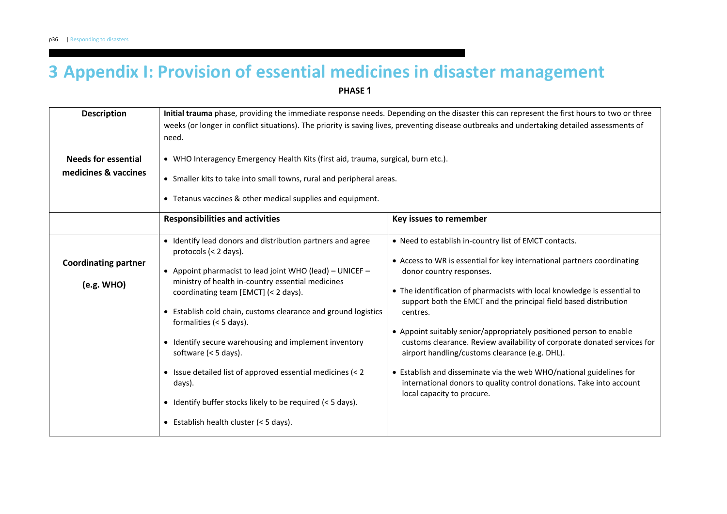# 3 Appendix I: Provision of essential medicines in disaster management

**PHASE 1**

| **Description** | **Initial trauma** phase, providing the immediate response needs. Depending on the disaster this can represent the first hours to two or three weeks (or longer in conflict situations). The priority is saving lives, preventing disease outbreaks and undertaking detailed assessments of need. | |
|---|---|---|
| **Needs for essential medicines & vaccines** | • WHO Interagency Emergency Health Kits (first aid, trauma, surgical, burn etc.).<br>• Smaller kits to take into small towns, rural and peripheral areas.<br>• Tetanus vaccines & other medical supplies and equipment. | |
| | **Responsibilities and activities** | **Key issues to remember** |
| **Coordinating partner (e.g. WHO)** | • Identify lead donors and distribution partners and agree protocols (< 2 days).<br>• Appoint pharmacist to lead joint WHO (lead) – UNICEF – ministry of health in-country essential medicines coordinating team [EMCT] (< 2 days).<br>• Establish cold chain, customs clearance and ground logistics formalities (< 5 days).<br>• Identify secure warehousing and implement inventory software (< 5 days).<br>• Issue detailed list of approved essential medicines (< 2 days).<br>• Identify buffer stocks likely to be required (< 5 days).<br>• Establish health cluster (< 5 days). | • Need to establish in-country list of EMCT contacts.<br>• Access to WR is essential for key international partners coordinating donor country responses.<br>• The identification of pharmacists with local knowledge is essential to support both the EMCT and the principal field based distribution centres.<br>• Appoint suitably senior/appropriately positioned person to enable customs clearance. Review availability of corporate donated services for airport handling/customs clearance (e.g. DHL).<br>• Establish and disseminate via the web WHO/national guidelines for international donors to quality control donations. Take into account local capacity to procure. |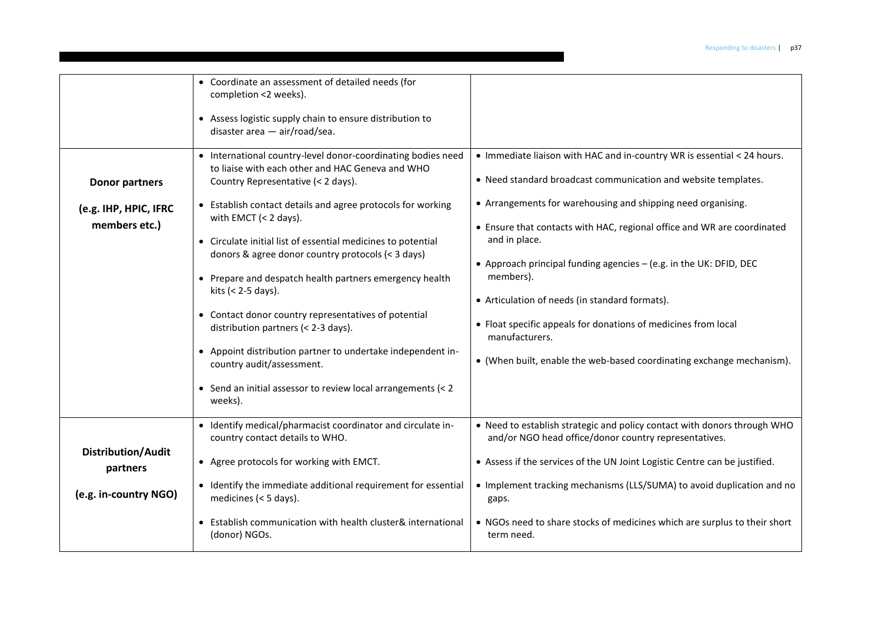| | | |
|---|---|---|
| | • Coordinate an assessment of detailed needs (for completion <2 weeks).<br>• Assess logistic supply chain to ensure distribution to disaster area — air/road/sea. | |
| **Donor partners**<br>**(e.g. IHP, HPIC, IFRC members etc.)** | • International country-level donor-coordinating bodies need to liaise with each other and HAC Geneva and WHO Country Representative (< 2 days).<br>• Establish contact details and agree protocols for working with EMCT (< 2 days).<br>• Circulate initial list of essential medicines to potential donors & agree donor country protocols (< 3 days)<br>• Prepare and despatch health partners emergency health kits (< 2-5 days).<br>• Contact donor country representatives of potential distribution partners (< 2-3 days).<br>• Appoint distribution partner to undertake independent in-country audit/assessment.<br>• Send an initial assessor to review local arrangements (< 2 weeks). | • Immediate liaison with HAC and in-country WR is essential < 24 hours.<br>• Need standard broadcast communication and website templates.<br>• Arrangements for warehousing and shipping need organising.<br>• Ensure that contacts with HAC, regional office and WR are coordinated and in place.<br>• Approach principal funding agencies – (e.g. in the UK: DFID, DEC members).<br>• Articulation of needs (in standard formats).<br>• Float specific appeals for donations of medicines from local manufacturers.<br>• (When built, enable the web-based coordinating exchange mechanism). |
| **Distribution/Audit partners**<br>**(e.g. in-country NGO)** | • Identify medical/pharmacist coordinator and circulate in-country contact details to WHO.<br>• Agree protocols for working with EMCT.<br>• Identify the immediate additional requirement for essential medicines (< 5 days).<br>• Establish communication with health cluster& international (donor) NGOs. | • Need to establish strategic and policy contact with donors through WHO and/or NGO head office/donor country representatives.<br>• Assess if the services of the UN Joint Logistic Centre can be justified.<br>• Implement tracking mechanisms (LLS/SUMA) to avoid duplication and no gaps.<br>• NGOs need to share stocks of medicines which are surplus to their short term need. |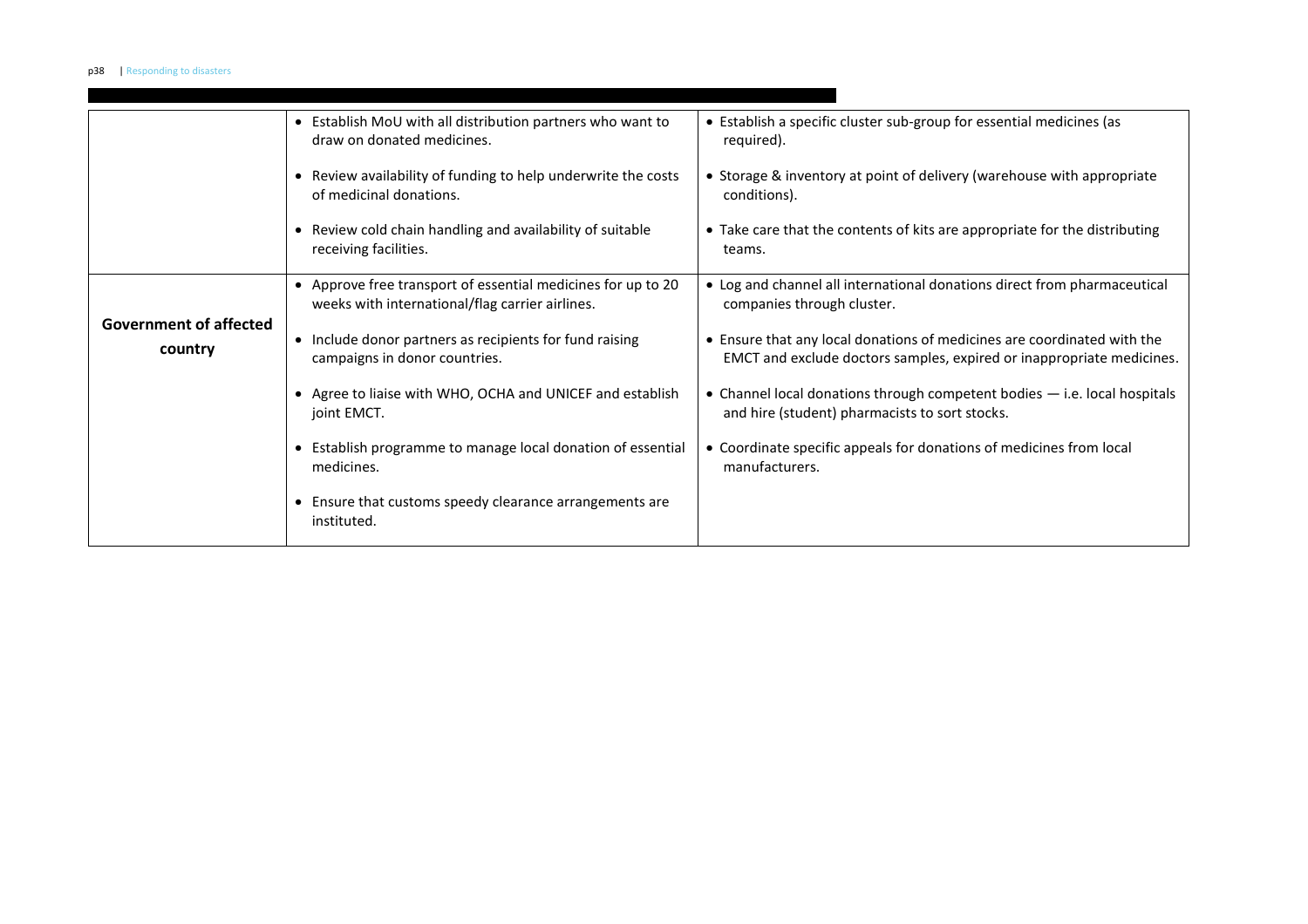| | | |
|---|---|---|
| | • Establish MoU with all distribution partners who want to draw on donated medicines.<br><br>• Review availability of funding to help underwrite the costs of medicinal donations.<br><br>• Review cold chain handling and availability of suitable receiving facilities. | • Establish a specific cluster sub-group for essential medicines (as required).<br><br>• Storage & inventory at point of delivery (warehouse with appropriate conditions).<br><br>• Take care that the contents of kits are appropriate for the distributing teams. |
| **Government of affected country** | • Approve free transport of essential medicines for up to 20 weeks with international/flag carrier airlines.<br><br>• Include donor partners as recipients for fund raising campaigns in donor countries.<br><br>• Agree to liaise with WHO, OCHA and UNICEF and establish joint EMCT.<br><br>• Establish programme to manage local donation of essential medicines.<br><br>• Ensure that customs speedy clearance arrangements are instituted. | • Log and channel all international donations direct from pharmaceutical companies through cluster.<br><br>• Ensure that any local donations of medicines are coordinated with the EMCT and exclude doctors samples, expired or inappropriate medicines.<br><br>• Channel local donations through competent bodies — i.e. local hospitals and hire (student) pharmacists to sort stocks.<br><br>• Coordinate specific appeals for donations of medicines from local manufacturers. |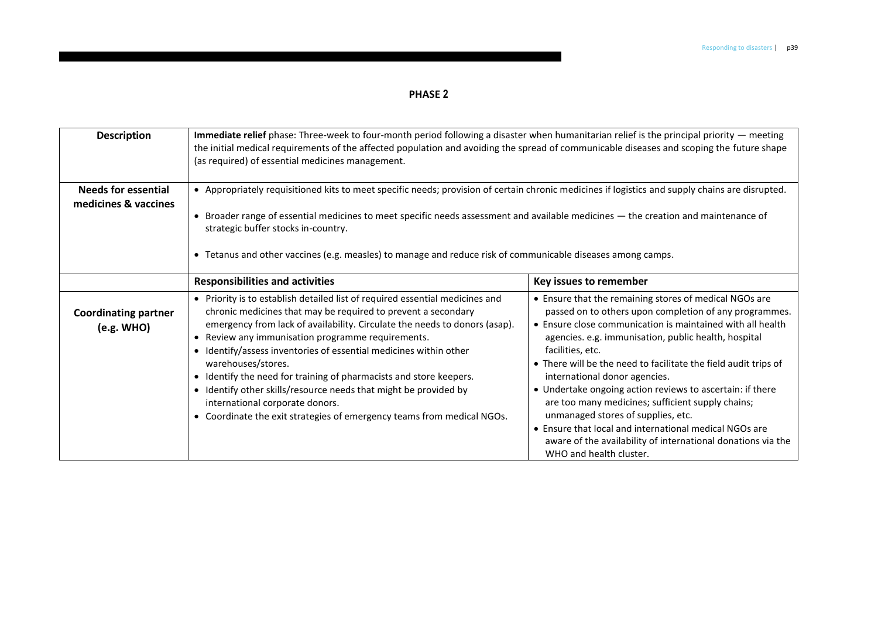## PHASE 2

| Description | **Immediate relief** phase: Three-week to four-month period following a disaster when humanitarian relief is the principal priority — meeting the initial medical requirements of the affected population and avoiding the spread of communicable diseases and scoping the future shape (as required) of essential medicines management. | |
|---|---|---|
| **Needs for essential medicines & vaccines** | • Appropriately requisitioned kits to meet specific needs; provision of certain chronic medicines if logistics and supply chains are disrupted.<br>• Broader range of essential medicines to meet specific needs assessment and available medicines — the creation and maintenance of strategic buffer stocks in-country.<br>• Tetanus and other vaccines (e.g. measles) to manage and reduce risk of communicable diseases among camps. | |
| | **Responsibilities and activities** | **Key issues to remember** |
| **Coordinating partner (e.g. WHO)** | • Priority is to establish detailed list of required essential medicines and chronic medicines that may be required to prevent a secondary emergency from lack of availability. Circulate the needs to donors (asap).<br>• Review any immunisation programme requirements.<br>• Identify/assess inventories of essential medicines within other warehouses/stores.<br>• Identify the need for training of pharmacists and store keepers.<br>• Identify other skills/resource needs that might be provided by international corporate donors.<br>• Coordinate the exit strategies of emergency teams from medical NGOs. | • Ensure that the remaining stores of medical NGOs are passed on to others upon completion of any programmes.<br>• Ensure close communication is maintained with all health agencies. e.g. immunisation, public health, hospital facilities, etc.<br>• There will be the need to facilitate the field audit trips of international donor agencies.<br>• Undertake ongoing action reviews to ascertain: if there are too many medicines; sufficient supply chains; unmanaged stores of supplies, etc.<br>• Ensure that local and international medical NGOs are aware of the availability of international donations via the WHO and health cluster. |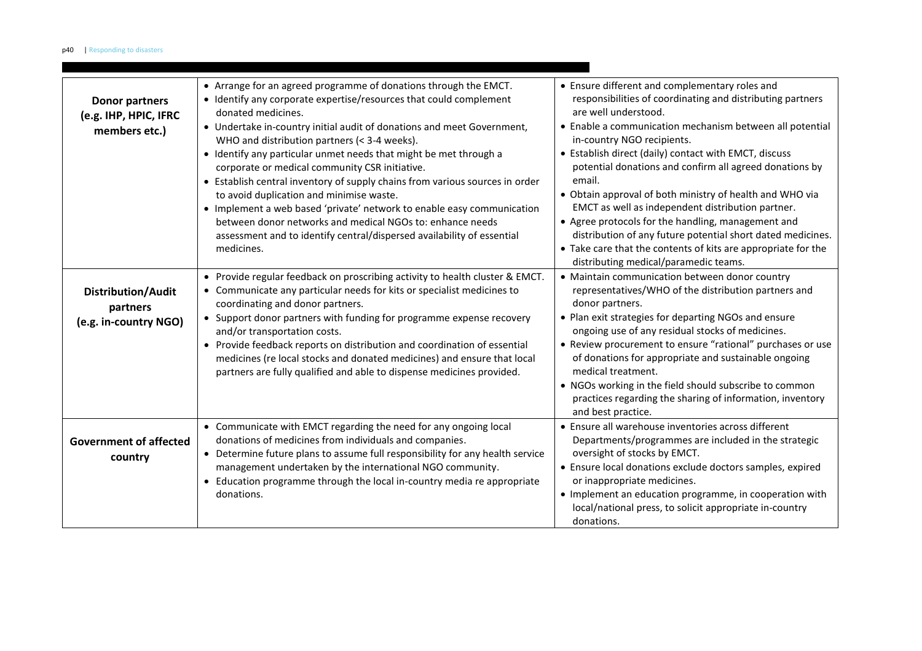| | | |
|---|---|---|
| **Donor partners (e.g. IHP, HPIC, IFRC members etc.)** | • Arrange for an agreed programme of donations through the EMCT.<br>• Identify any corporate expertise/resources that could complement donated medicines.<br>• Undertake in-country initial audit of donations and meet Government, WHO and distribution partners (< 3-4 weeks).<br>• Identify any particular unmet needs that might be met through a corporate or medical community CSR initiative.<br>• Establish central inventory of supply chains from various sources in order to avoid duplication and minimise waste.<br>• Implement a web based 'private' network to enable easy communication between donor networks and medical NGOs to: enhance needs assessment and to identify central/dispersed availability of essential medicines. | • Ensure different and complementary roles and responsibilities of coordinating and distributing partners are well understood.<br>• Enable a communication mechanism between all potential in-country NGO recipients.<br>• Establish direct (daily) contact with EMCT, discuss potential donations and confirm all agreed donations by email.<br>• Obtain approval of both ministry of health and WHO via EMCT as well as independent distribution partner.<br>• Agree protocols for the handling, management and distribution of any future potential short dated medicines.<br>• Take care that the contents of kits are appropriate for the distributing medical/paramedic teams. |
| **Distribution/Audit partners (e.g. in-country NGO)** | • Provide regular feedback on proscribing activity to health cluster & EMCT.<br>• Communicate any particular needs for kits or specialist medicines to coordinating and donor partners.<br>• Support donor partners with funding for programme expense recovery and/or transportation costs.<br>• Provide feedback reports on distribution and coordination of essential medicines (re local stocks and donated medicines) and ensure that local partners are fully qualified and able to dispense medicines provided. | • Maintain communication between donor country representatives/WHO of the distribution partners and donor partners.<br>• Plan exit strategies for departing NGOs and ensure ongoing use of any residual stocks of medicines.<br>• Review procurement to ensure "rational" purchases or use of donations for appropriate and sustainable ongoing medical treatment.<br>• NGOs working in the field should subscribe to common practices regarding the sharing of information, inventory and best practice. |
| **Government of affected country** | • Communicate with EMCT regarding the need for any ongoing local donations of medicines from individuals and companies.<br>• Determine future plans to assume full responsibility for any health service management undertaken by the international NGO community.<br>• Education programme through the local in-country media re appropriate donations. | • Ensure all warehouse inventories across different Departments/programmes are included in the strategic oversight of stocks by EMCT.<br>• Ensure local donations exclude doctors samples, expired or inappropriate medicines.<br>• Implement an education programme, in cooperation with local/national press, to solicit appropriate in-country donations. |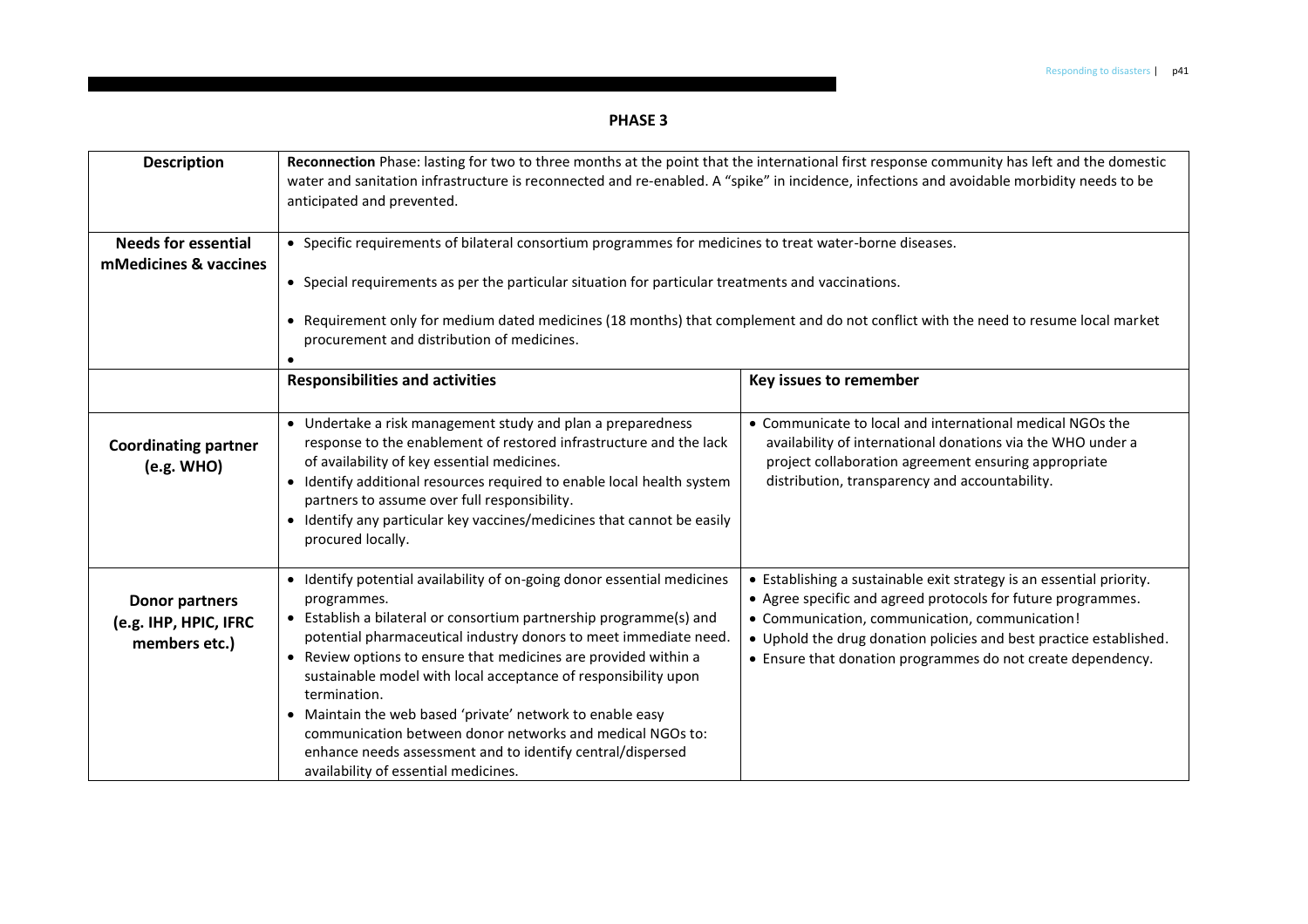## PHASE 3

| Description | Reconnection Phase: lasting for two to three months at the point that the international first response community has left and the domestic water and sanitation infrastructure is reconnected and re-enabled. A "spike" in incidence, infections and avoidable morbidity needs to be anticipated and prevented. | |
|---|---|---|
| **Needs for essential mMedicines & vaccines** | • Specific requirements of bilateral consortium programmes for medicines to treat water-borne diseases.<br>• Special requirements as per the particular situation for particular treatments and vaccinations.<br>• Requirement only for medium dated medicines (18 months) that complement and do not conflict with the need to resume local market procurement and distribution of medicines.<br>• | |
| | **Responsibilities and activities** | **Key issues to remember** |
| **Coordinating partner (e.g. WHO)** | • Undertake a risk management study and plan a preparedness response to the enablement of restored infrastructure and the lack of availability of key essential medicines.<br>• Identify additional resources required to enable local health system partners to assume over full responsibility.<br>• Identify any particular key vaccines/medicines that cannot be easily procured locally. | • Communicate to local and international medical NGOs the availability of international donations via the WHO under a project collaboration agreement ensuring appropriate distribution, transparency and accountability. |
| **Donor partners (e.g. IHP, HPIC, IFRC members etc.)** | • Identify potential availability of on-going donor essential medicines programmes.<br>• Establish a bilateral or consortium partnership programme(s) and potential pharmaceutical industry donors to meet immediate need.<br>• Review options to ensure that medicines are provided within a sustainable model with local acceptance of responsibility upon termination.<br>• Maintain the web based 'private' network to enable easy communication between donor networks and medical NGOs to: enhance needs assessment and to identify central/dispersed availability of essential medicines. | • Establishing a sustainable exit strategy is an essential priority.<br>• Agree specific and agreed protocols for future programmes.<br>• Communication, communication, communication!<br>• Uphold the drug donation policies and best practice established.<br>• Ensure that donation programmes do not create dependency. |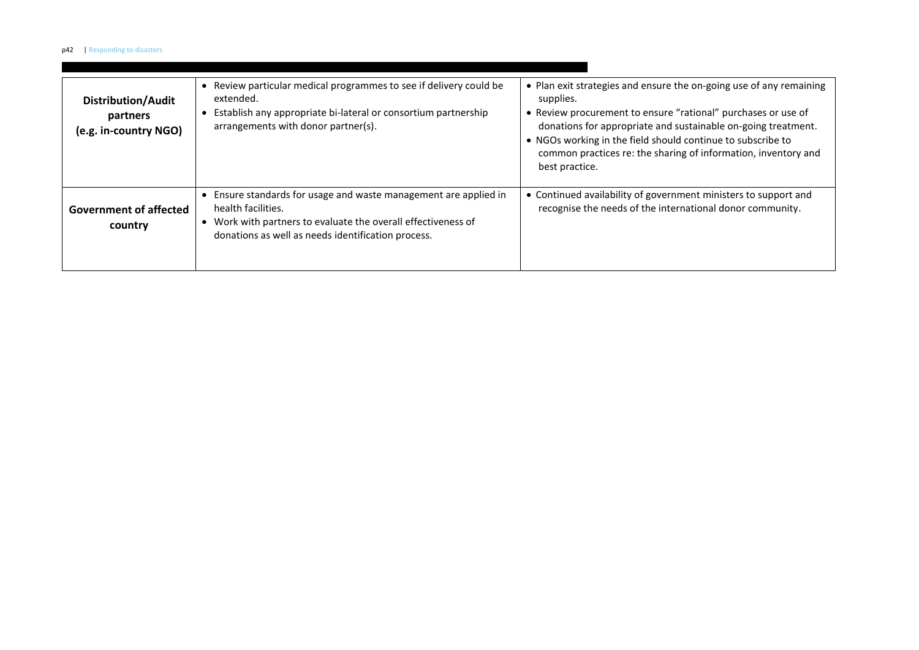| | | |
|---|---|---|
| **Distribution/Audit partners (e.g. in-country NGO)** | • Review particular medical programmes to see if delivery could be extended.<br>• Establish any appropriate bi-lateral or consortium partnership arrangements with donor partner(s). | • Plan exit strategies and ensure the on-going use of any remaining supplies.<br>• Review procurement to ensure "rational" purchases or use of donations for appropriate and sustainable on-going treatment.<br>• NGOs working in the field should continue to subscribe to common practices re: the sharing of information, inventory and best practice. |
| **Government of affected country** | • Ensure standards for usage and waste management are applied in health facilities.<br>• Work with partners to evaluate the overall effectiveness of donations as well as needs identification process. | • Continued availability of government ministers to support and recognise the needs of the international donor community. |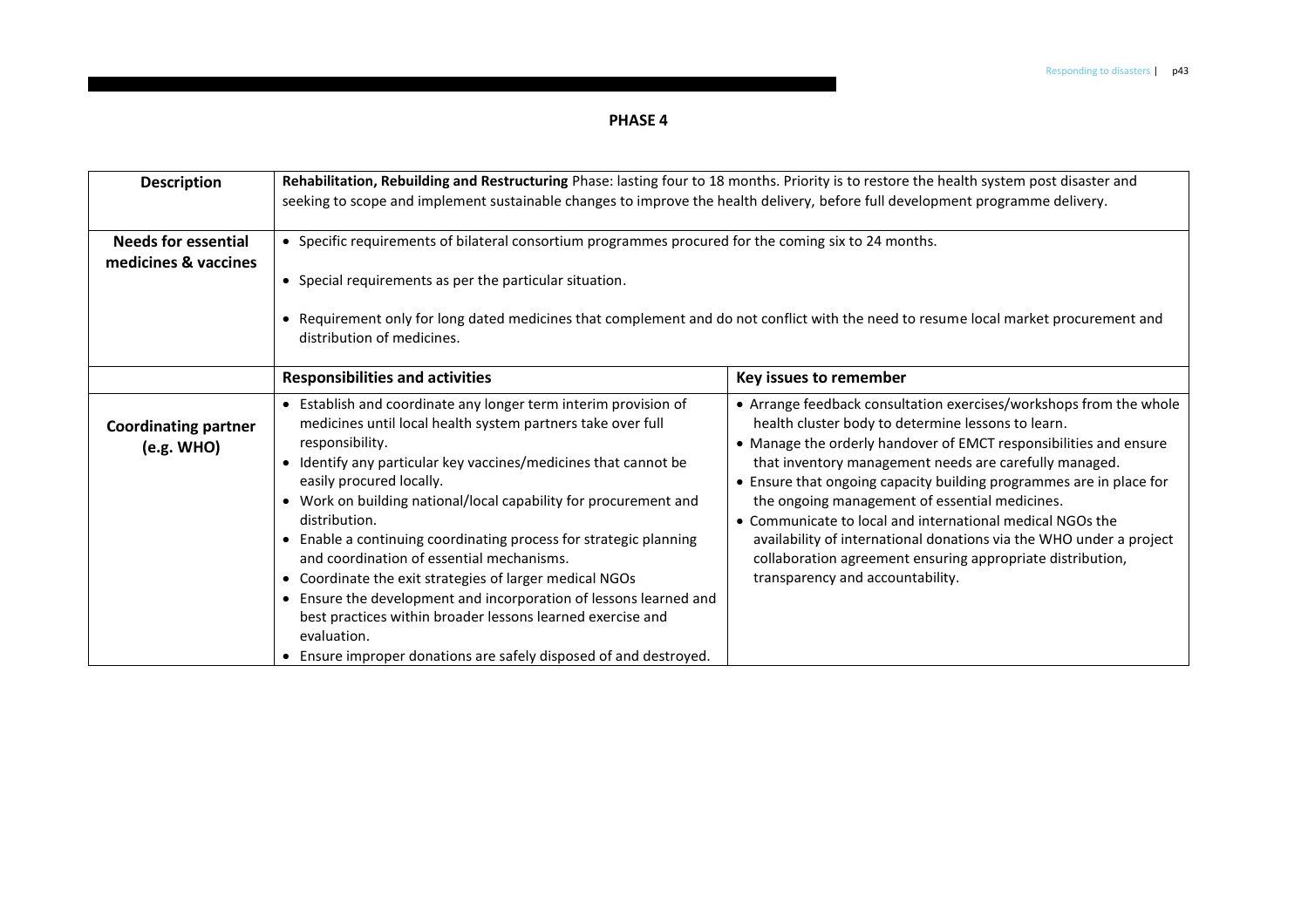## PHASE 4

| Description | **Rehabilitation, Rebuilding and Restructuring** Phase: lasting four to 18 months. Priority is to restore the health system post disaster and seeking to scope and implement sustainable changes to improve the health delivery, before full development programme delivery. | |
|---|---|---|
| **Needs for essential medicines & vaccines** | • Specific requirements of bilateral consortium programmes procured for the coming six to 24 months.<br>• Special requirements as per the particular situation.<br>• Requirement only for long dated medicines that complement and do not conflict with the need to resume local market procurement and distribution of medicines. | |
| | **Responsibilities and activities** | **Key issues to remember** |
| **Coordinating partner (e.g. WHO)** | • Establish and coordinate any longer term interim provision of medicines until local health system partners take over full responsibility.<br>• Identify any particular key vaccines/medicines that cannot be easily procured locally.<br>• Work on building national/local capability for procurement and distribution.<br>• Enable a continuing coordinating process for strategic planning and coordination of essential mechanisms.<br>• Coordinate the exit strategies of larger medical NGOs<br>• Ensure the development and incorporation of lessons learned and best practices within broader lessons learned exercise and evaluation.<br>• Ensure improper donations are safely disposed of and destroyed. | • Arrange feedback consultation exercises/workshops from the whole health cluster body to determine lessons to learn.<br>• Manage the orderly handover of EMCT responsibilities and ensure that inventory management needs are carefully managed.<br>• Ensure that ongoing capacity building programmes are in place for the ongoing management of essential medicines.<br>• Communicate to local and international medical NGOs the availability of international donations via the WHO under a project collaboration agreement ensuring appropriate distribution, transparency and accountability. |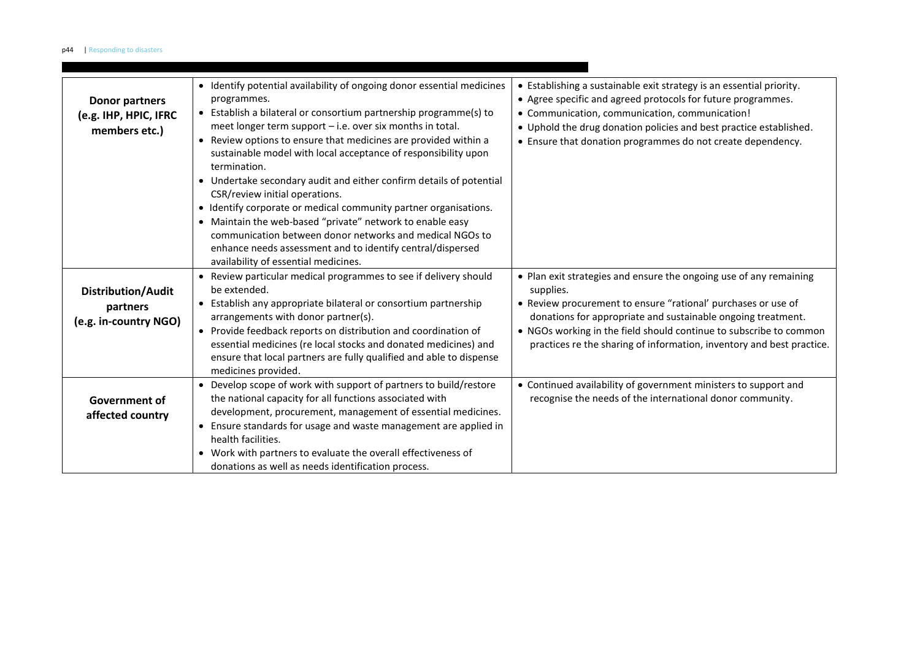| | | |
|---|---|---|
| **Donor partners (e.g. IHP, HPIC, IFRC members etc.)** | • Identify potential availability of ongoing donor essential medicines programmes.<br>• Establish a bilateral or consortium partnership programme(s) to meet longer term support – i.e. over six months in total.<br>• Review options to ensure that medicines are provided within a sustainable model with local acceptance of responsibility upon termination.<br>• Undertake secondary audit and either confirm details of potential CSR/review initial operations.<br>• Identify corporate or medical community partner organisations.<br>• Maintain the web-based "private" network to enable easy communication between donor networks and medical NGOs to enhance needs assessment and to identify central/dispersed availability of essential medicines. | • Establishing a sustainable exit strategy is an essential priority.<br>• Agree specific and agreed protocols for future programmes.<br>• Communication, communication, communication!<br>• Uphold the drug donation policies and best practice established.<br>• Ensure that donation programmes do not create dependency. |
| **Distribution/Audit partners (e.g. in-country NGO)** | • Review particular medical programmes to see if delivery should be extended.<br>• Establish any appropriate bilateral or consortium partnership arrangements with donor partner(s).<br>• Provide feedback reports on distribution and coordination of essential medicines (re local stocks and donated medicines) and ensure that local partners are fully qualified and able to dispense medicines provided. | • Plan exit strategies and ensure the ongoing use of any remaining supplies.<br>• Review procurement to ensure "rational' purchases or use of donations for appropriate and sustainable ongoing treatment.<br>• NGOs working in the field should continue to subscribe to common practices re the sharing of information, inventory and best practice. |
| **Government of affected country** | • Develop scope of work with support of partners to build/restore the national capacity for all functions associated with development, procurement, management of essential medicines.<br>• Ensure standards for usage and waste management are applied in health facilities.<br>• Work with partners to evaluate the overall effectiveness of donations as well as needs identification process. | • Continued availability of government ministers to support and recognise the needs of the international donor community. |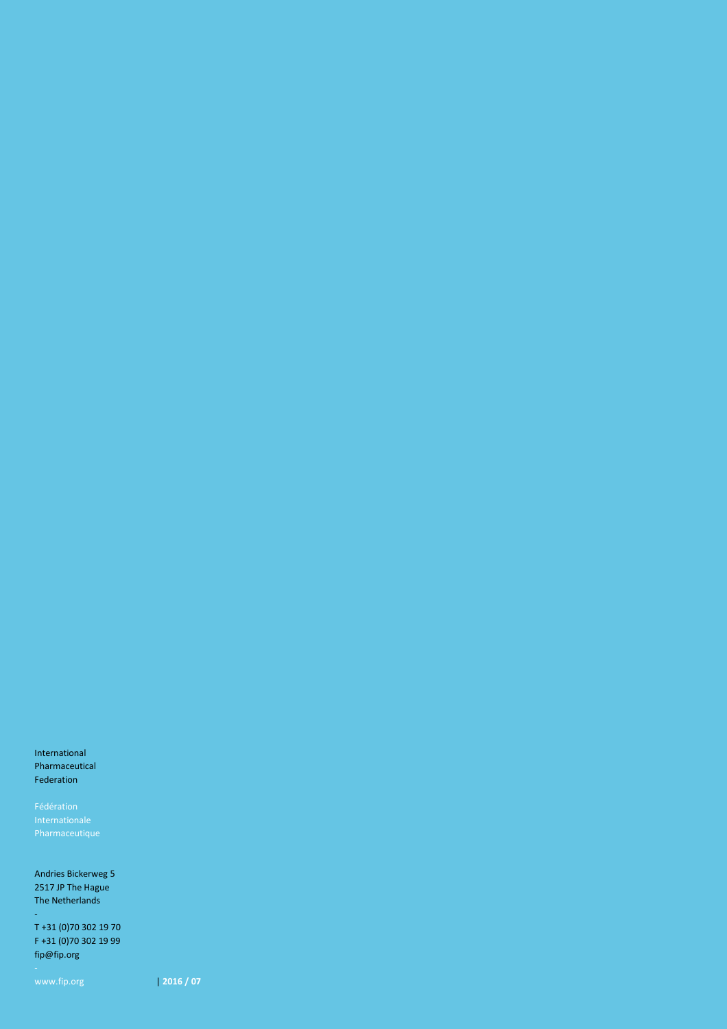International
Pharmaceutical
Federation

Fédération
Internationale
Pharmaceutique

Andries Bickerweg 5
2517 JP The Hague
The Netherlands

-

T +31 (0)70 302 19 70
F +31 (0)70 302 19 99
fip@fip.org

-

www.fip.org | **2016 / 07**